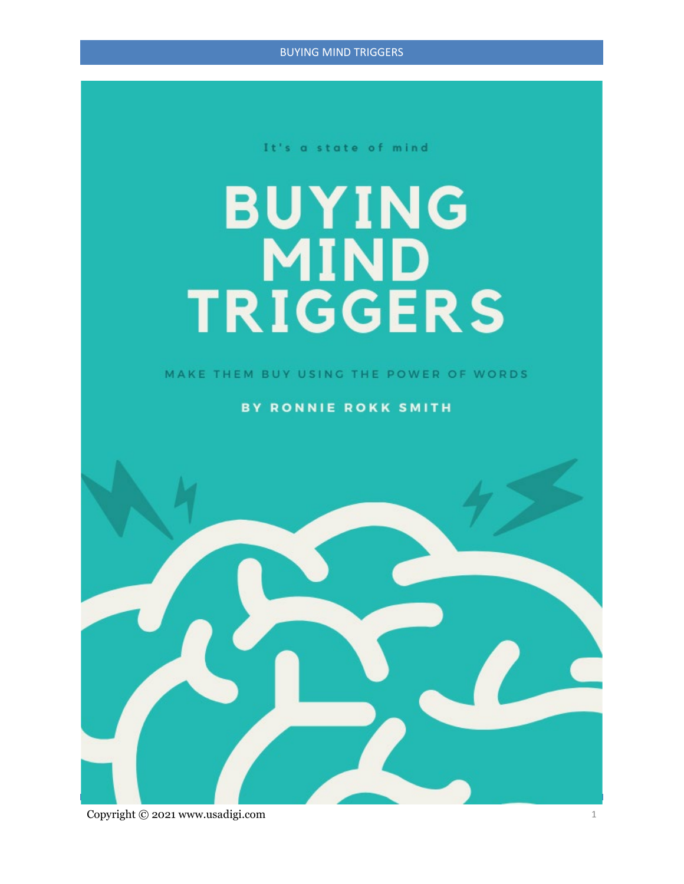It's a state of mind

# BUYING MIND TRIGGERS

MAKE THEM BUY USING THE POWER OF WORDS

**BY RONNIE ROKK SMITH**

Copyright © 2021 www.usadigi.com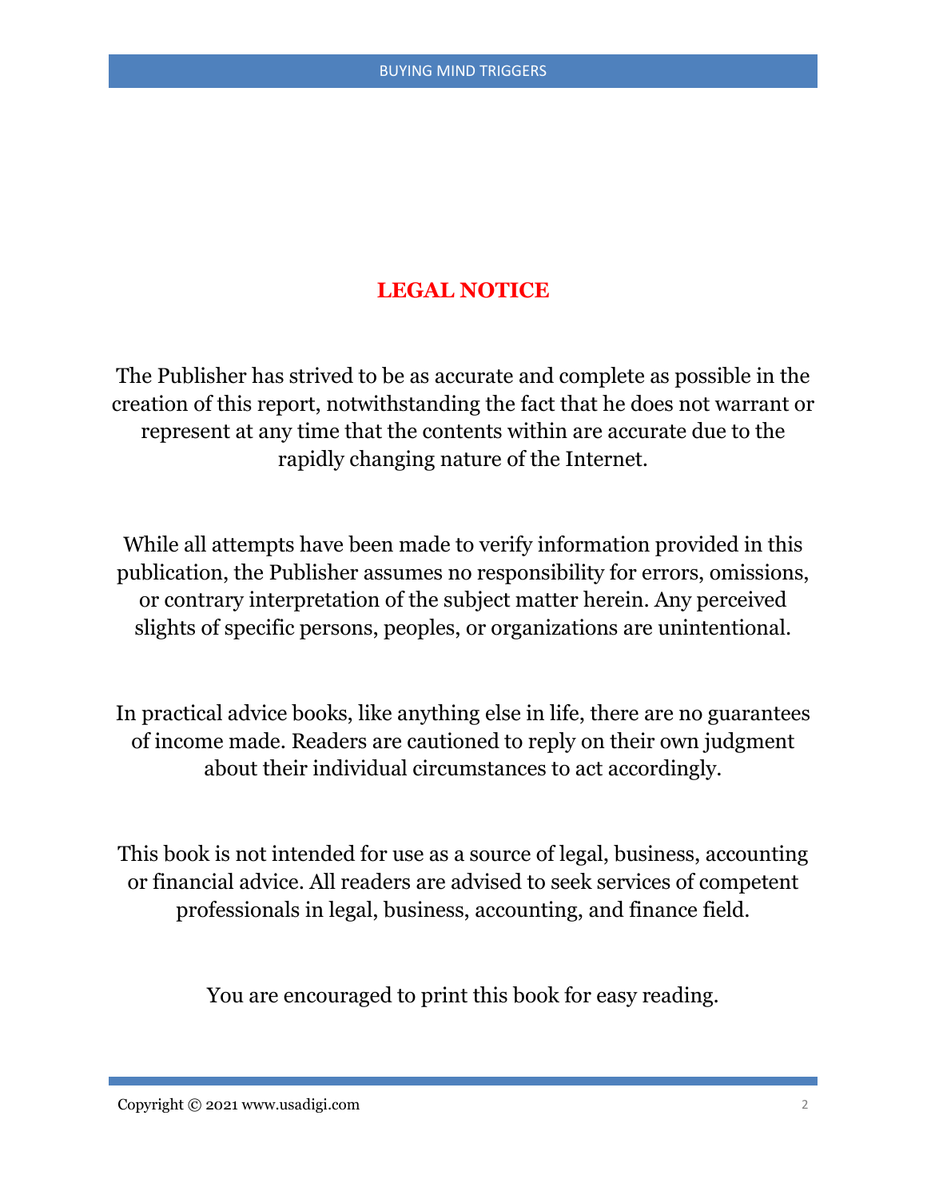# LEGAL NOTICE

The Publisher has strived to be as accurate and complete as possible in the creation of this report, notwithstanding the fact that he does not warrant or represent at any time that the contents within are accurate due to the rapidly changing nature of the Internet.

While all attempts have been made to verify information provided in this publication, the Publisher assumes no responsibility for errors, omissions, or contrary interpretation of the subject matter herein. Any perceived slights of specific persons, peoples, or organizations are unintentional.

In practical advice books, like anything else in life, there are no guarantees of income made. Readers are cautioned to reply on their own judgment about their individual circumstances to act accordingly.

This book is not intended for use as a source of legal, business, accounting or financial advice. All readers are advised to seek services of competent professionals in legal, business, accounting, and finance field.

You are encouraged to print this book for easy reading.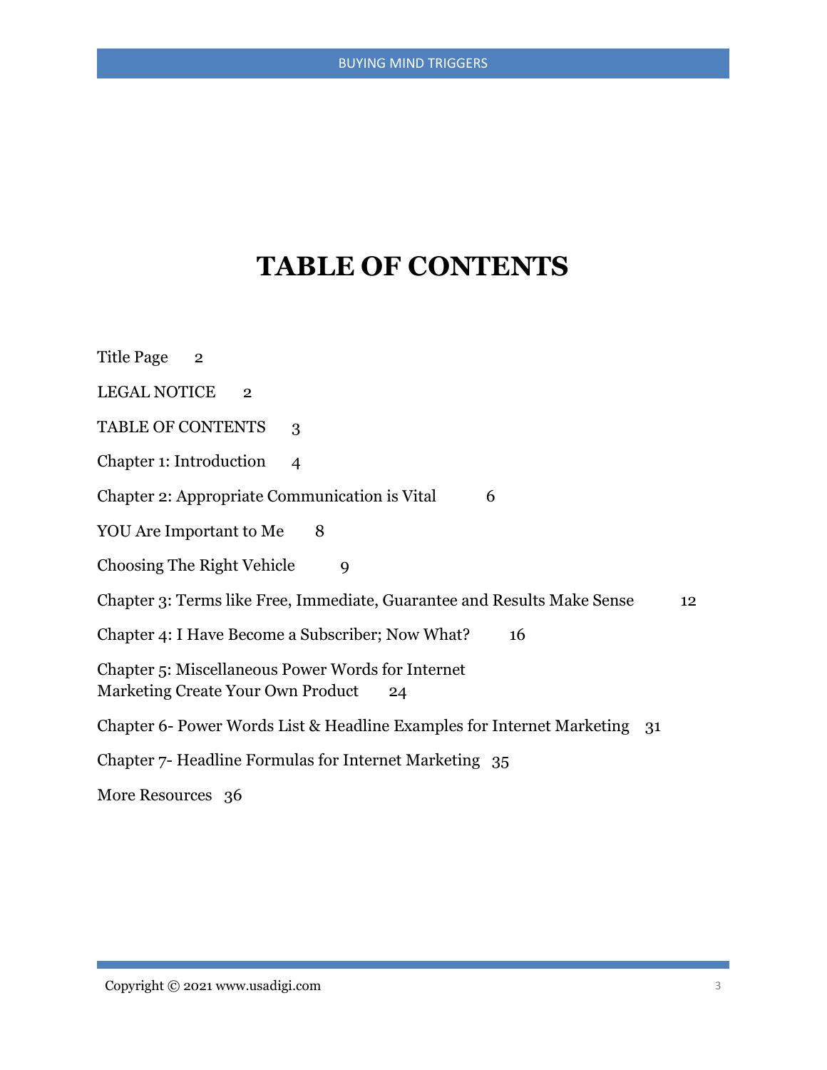# TABLE OF CONTENTS

Title Page 2

LEGAL NOTICE 2

TABLE OF CONTENTS 3

Chapter 1: Introduction 4

Chapter 2: Appropriate Communication is Vital 6

YOU Are Important to Me 8

Choosing The Right Vehicle 9

Chapter 3: Terms like Free, Immediate, Guarantee and Results Make Sense 12

Chapter 4: I Have Become a Subscriber; Now What? 16

Chapter 5: Miscellaneous Power Words for Internet Marketing Create Your Own Product 24

Chapter 6- Power Words List & Headline Examples for Internet Marketing 31

Chapter 7- Headline Formulas for Internet Marketing 35

More Resources 36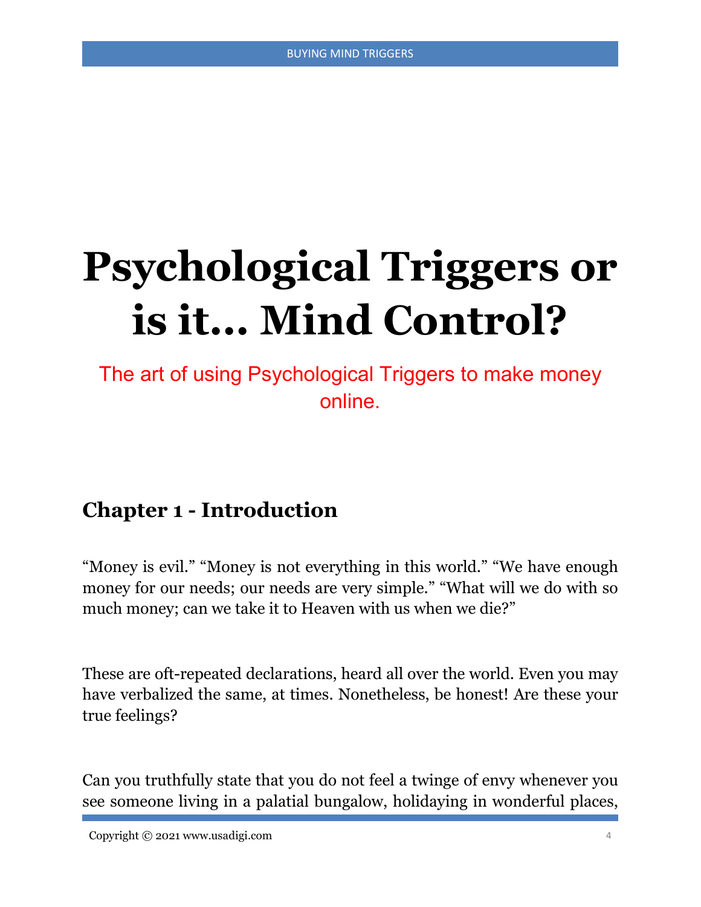# Psychological Triggers or is it… Mind Control?

The art of using Psychological Triggers to make money online.

## Chapter 1 - Introduction

"Money is evil." "Money is not everything in this world." "We have enough money for our needs; our needs are very simple." "What will we do with so much money; can we take it to Heaven with us when we die?"

These are oft-repeated declarations, heard all over the world. Even you may have verbalized the same, at times. Nonetheless, be honest! Are these your true feelings?

Can you truthfully state that you do not feel a twinge of envy whenever you see someone living in a palatial bungalow, holidaying in wonderful places,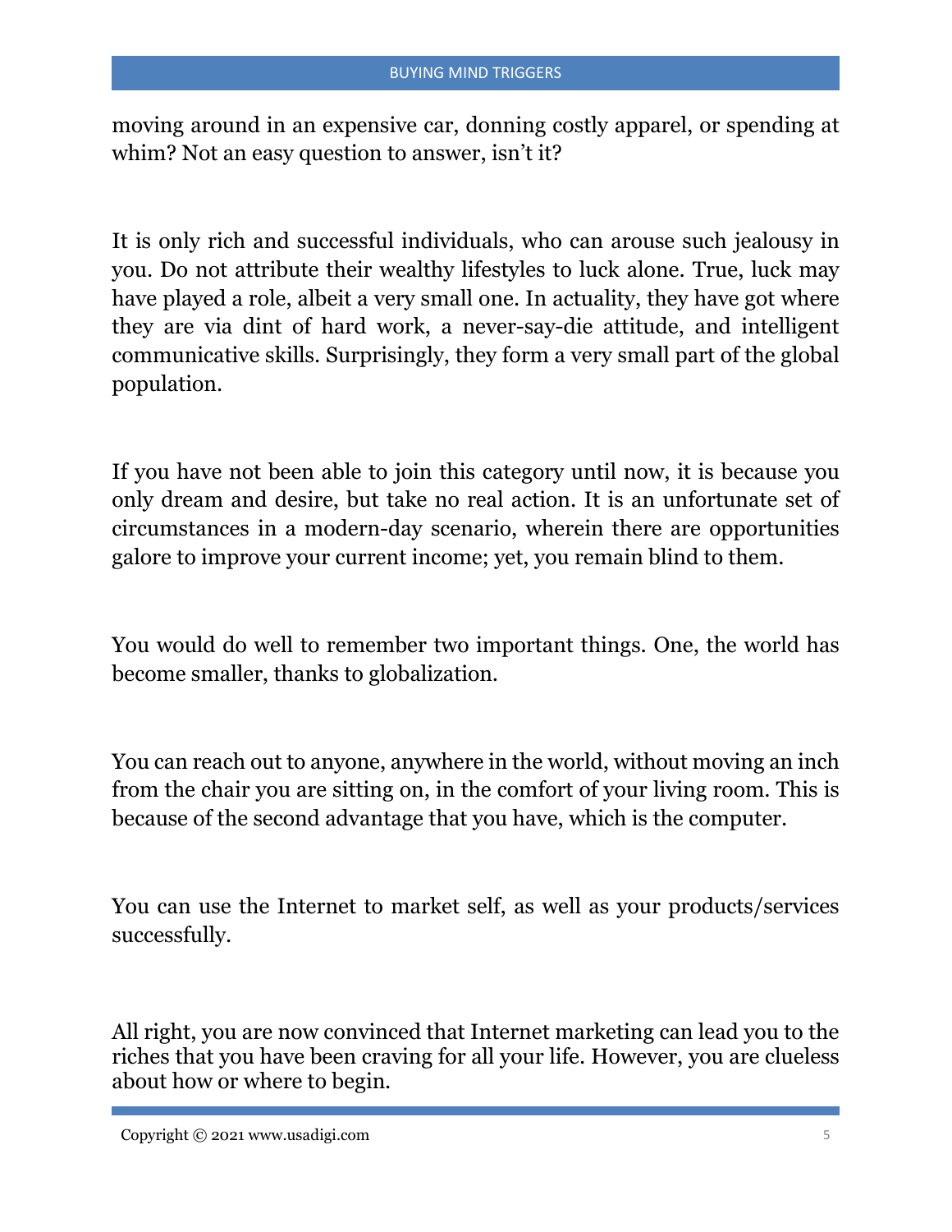moving around in an expensive car, donning costly apparel, or spending at whim? Not an easy question to answer, isn't it?

It is only rich and successful individuals, who can arouse such jealousy in you. Do not attribute their wealthy lifestyles to luck alone. True, luck may have played a role, albeit a very small one. In actuality, they have got where they are via dint of hard work, a never-say-die attitude, and intelligent communicative skills. Surprisingly, they form a very small part of the global population.

If you have not been able to join this category until now, it is because you only dream and desire, but take no real action. It is an unfortunate set of circumstances in a modern-day scenario, wherein there are opportunities galore to improve your current income; yet, you remain blind to them.

You would do well to remember two important things. One, the world has become smaller, thanks to globalization.

You can reach out to anyone, anywhere in the world, without moving an inch from the chair you are sitting on, in the comfort of your living room. This is because of the second advantage that you have, which is the computer.

You can use the Internet to market self, as well as your products/services successfully.

All right, you are now convinced that Internet marketing can lead you to the riches that you have been craving for all your life. However, you are clueless about how or where to begin.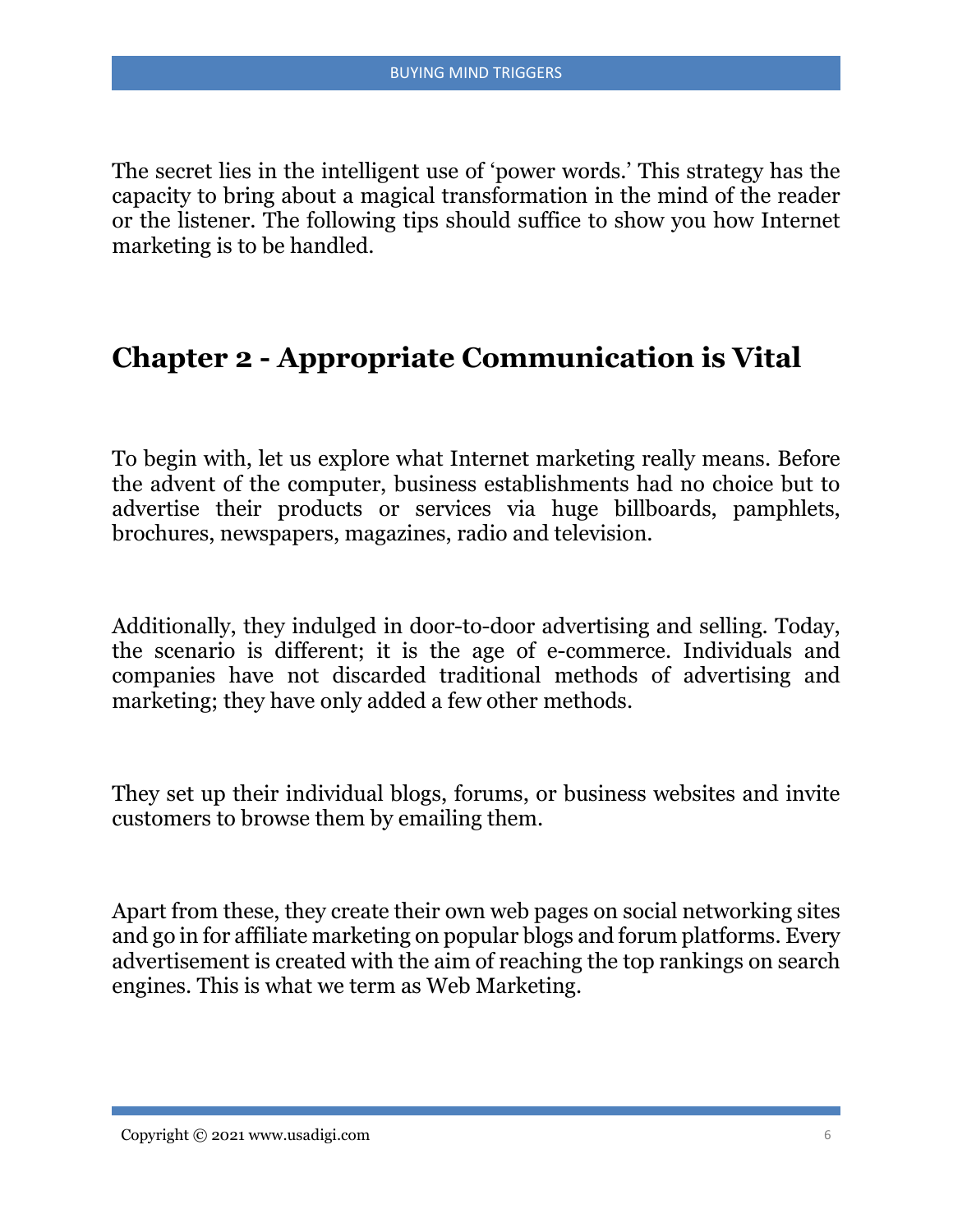The secret lies in the intelligent use of 'power words.' This strategy has the capacity to bring about a magical transformation in the mind of the reader or the listener. The following tips should suffice to show you how Internet marketing is to be handled.

## Chapter 2 - Appropriate Communication is Vital

To begin with, let us explore what Internet marketing really means. Before the advent of the computer, business establishments had no choice but to advertise their products or services via huge billboards, pamphlets, brochures, newspapers, magazines, radio and television.

Additionally, they indulged in door-to-door advertising and selling. Today, the scenario is different; it is the age of e-commerce. Individuals and companies have not discarded traditional methods of advertising and marketing; they have only added a few other methods.

They set up their individual blogs, forums, or business websites and invite customers to browse them by emailing them.

Apart from these, they create their own web pages on social networking sites and go in for affiliate marketing on popular blogs and forum platforms. Every advertisement is created with the aim of reaching the top rankings on search engines. This is what we term as Web Marketing.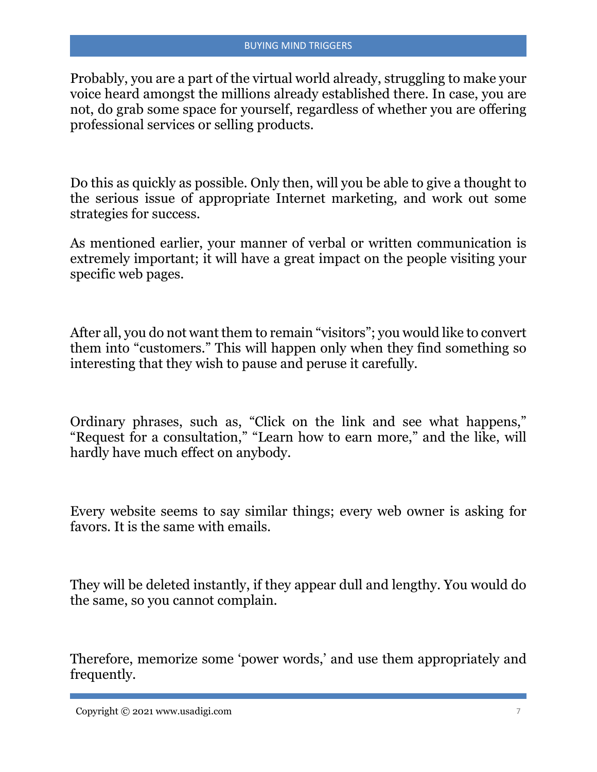Probably, you are a part of the virtual world already, struggling to make your voice heard amongst the millions already established there. In case, you are not, do grab some space for yourself, regardless of whether you are offering professional services or selling products.

Do this as quickly as possible. Only then, will you be able to give a thought to the serious issue of appropriate Internet marketing, and work out some strategies for success.

As mentioned earlier, your manner of verbal or written communication is extremely important; it will have a great impact on the people visiting your specific web pages.

After all, you do not want them to remain "visitors"; you would like to convert them into "customers." This will happen only when they find something so interesting that they wish to pause and peruse it carefully.

Ordinary phrases, such as, "Click on the link and see what happens," "Request for a consultation," "Learn how to earn more," and the like, will hardly have much effect on anybody.

Every website seems to say similar things; every web owner is asking for favors. It is the same with emails.

They will be deleted instantly, if they appear dull and lengthy. You would do the same, so you cannot complain.

Therefore, memorize some 'power words,' and use them appropriately and frequently.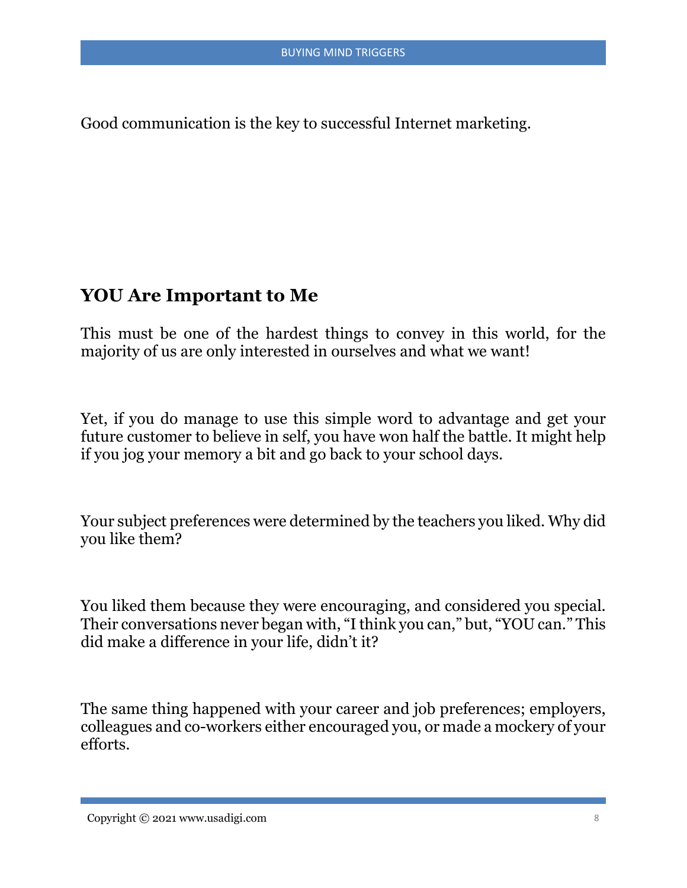Good communication is the key to successful Internet marketing.

## YOU Are Important to Me

This must be one of the hardest things to convey in this world, for the majority of us are only interested in ourselves and what we want!

Yet, if you do manage to use this simple word to advantage and get your future customer to believe in self, you have won half the battle. It might help if you jog your memory a bit and go back to your school days.

Your subject preferences were determined by the teachers you liked. Why did you like them?

You liked them because they were encouraging, and considered you special. Their conversations never began with, "I think you can," but, "YOU can." This did make a difference in your life, didn't it?

The same thing happened with your career and job preferences; employers, colleagues and co-workers either encouraged you, or made a mockery of your efforts.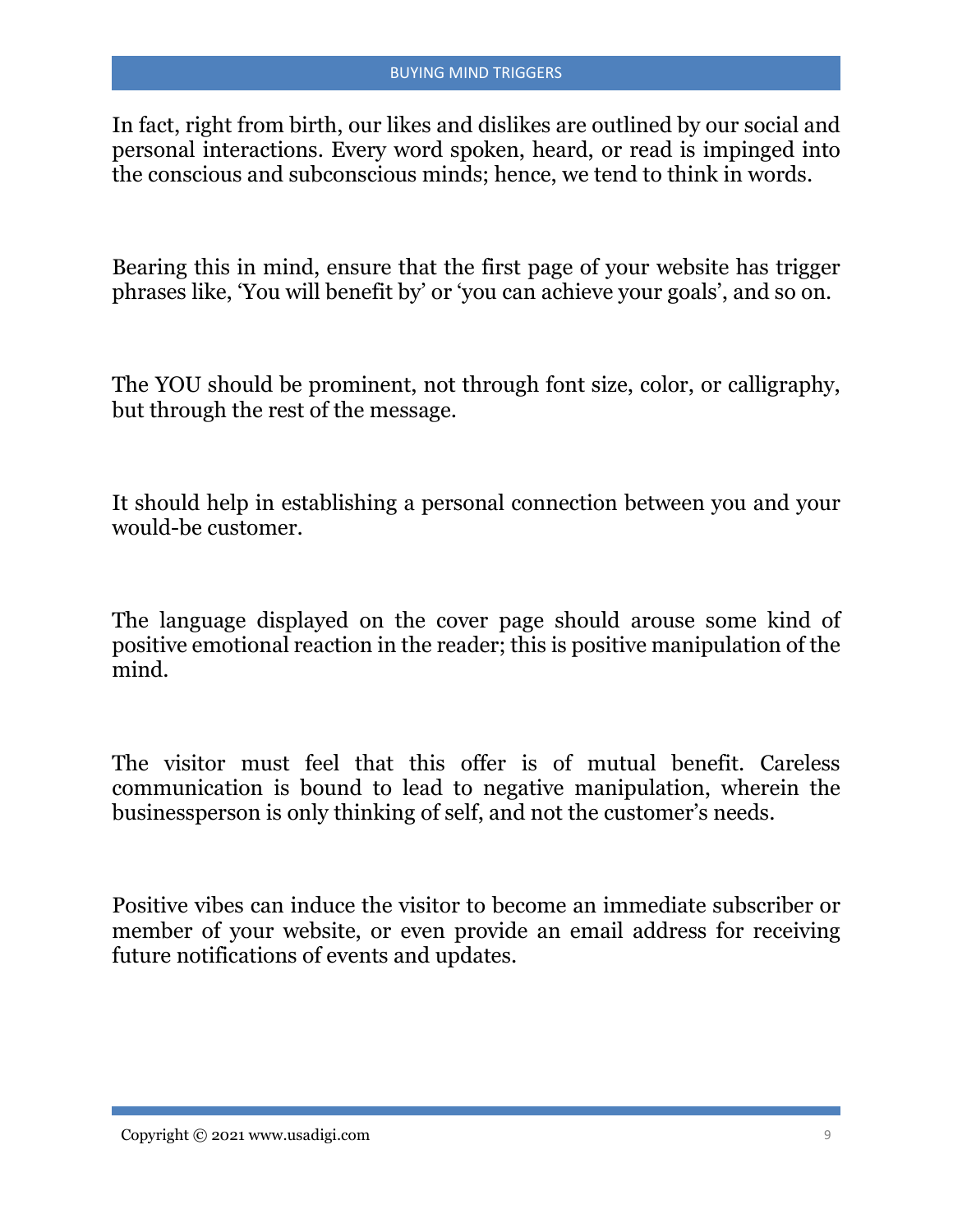In fact, right from birth, our likes and dislikes are outlined by our social and personal interactions. Every word spoken, heard, or read is impinged into the conscious and subconscious minds; hence, we tend to think in words.

Bearing this in mind, ensure that the first page of your website has trigger phrases like, 'You will benefit by' or 'you can achieve your goals', and so on.

The YOU should be prominent, not through font size, color, or calligraphy, but through the rest of the message.

It should help in establishing a personal connection between you and your would-be customer.

The language displayed on the cover page should arouse some kind of positive emotional reaction in the reader; this is positive manipulation of the mind.

The visitor must feel that this offer is of mutual benefit. Careless communication is bound to lead to negative manipulation, wherein the businessperson is only thinking of self, and not the customer's needs.

Positive vibes can induce the visitor to become an immediate subscriber or member of your website, or even provide an email address for receiving future notifications of events and updates.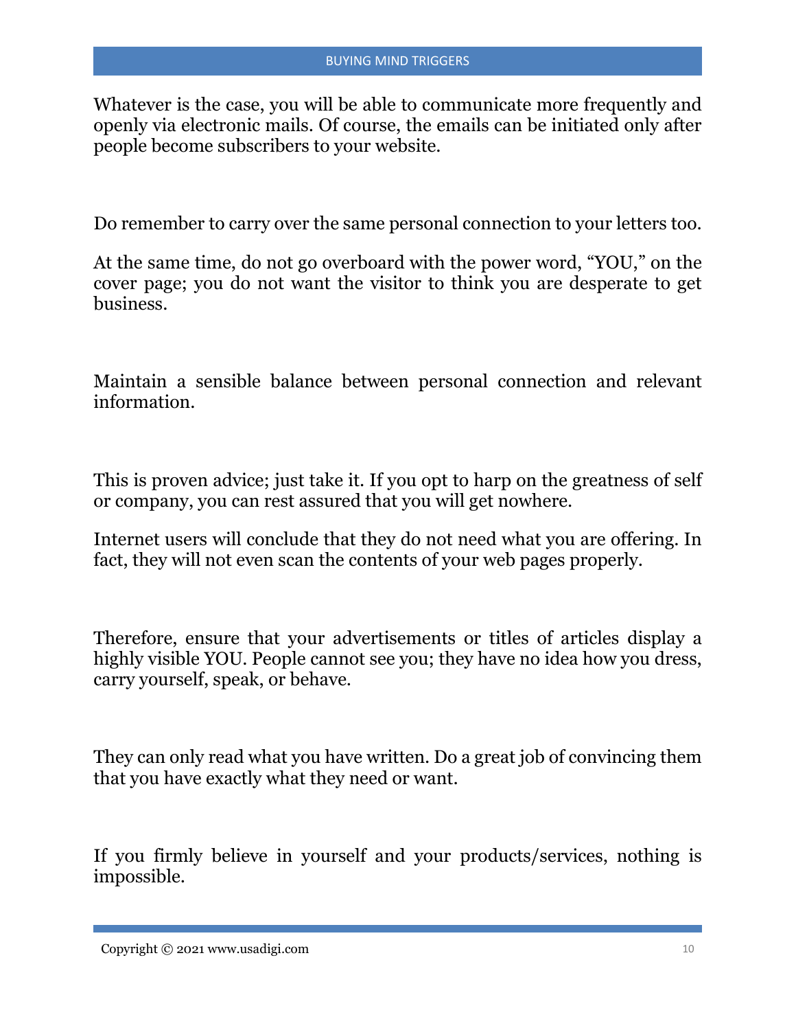Whatever is the case, you will be able to communicate more frequently and openly via electronic mails. Of course, the emails can be initiated only after people become subscribers to your website.

Do remember to carry over the same personal connection to your letters too.

At the same time, do not go overboard with the power word, "YOU," on the cover page; you do not want the visitor to think you are desperate to get business.

Maintain a sensible balance between personal connection and relevant information.

This is proven advice; just take it. If you opt to harp on the greatness of self or company, you can rest assured that you will get nowhere.

Internet users will conclude that they do not need what you are offering. In fact, they will not even scan the contents of your web pages properly.

Therefore, ensure that your advertisements or titles of articles display a highly visible YOU. People cannot see you; they have no idea how you dress, carry yourself, speak, or behave.

They can only read what you have written. Do a great job of convincing them that you have exactly what they need or want.

If you firmly believe in yourself and your products/services, nothing is impossible.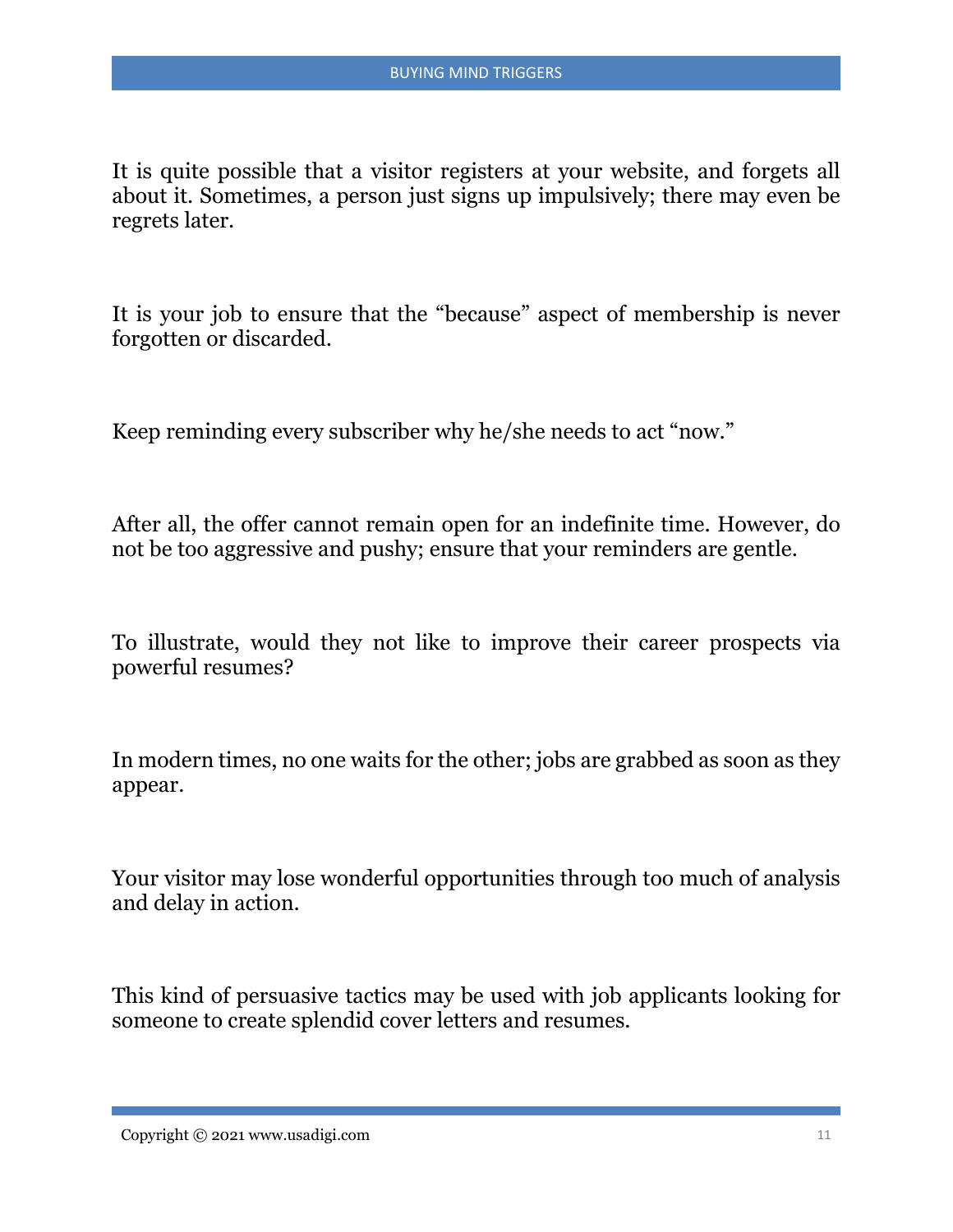It is quite possible that a visitor registers at your website, and forgets all about it. Sometimes, a person just signs up impulsively; there may even be regrets later.

It is your job to ensure that the "because" aspect of membership is never forgotten or discarded.

Keep reminding every subscriber why he/she needs to act "now."

After all, the offer cannot remain open for an indefinite time. However, do not be too aggressive and pushy; ensure that your reminders are gentle.

To illustrate, would they not like to improve their career prospects via powerful resumes?

In modern times, no one waits for the other; jobs are grabbed as soon as they appear.

Your visitor may lose wonderful opportunities through too much of analysis and delay in action.

This kind of persuasive tactics may be used with job applicants looking for someone to create splendid cover letters and resumes.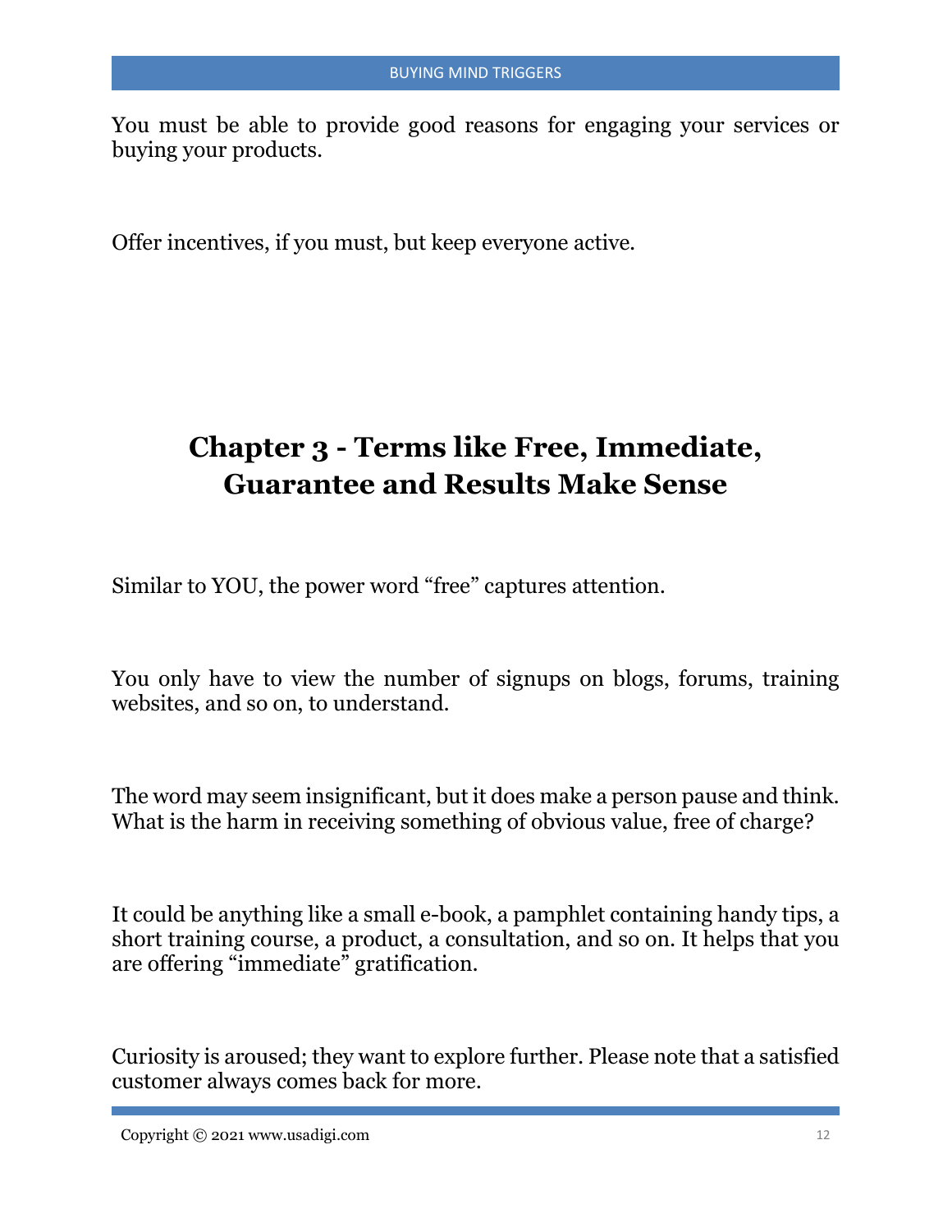You must be able to provide good reasons for engaging your services or buying your products.

Offer incentives, if you must, but keep everyone active.

# Chapter 3 - Terms like Free, Immediate, Guarantee and Results Make Sense

Similar to YOU, the power word “free” captures attention.

You only have to view the number of signups on blogs, forums, training websites, and so on, to understand.

The word may seem insignificant, but it does make a person pause and think. What is the harm in receiving something of obvious value, free of charge?

It could be anything like a small e-book, a pamphlet containing handy tips, a short training course, a product, a consultation, and so on. It helps that you are offering “immediate” gratification.

Curiosity is aroused; they want to explore further. Please note that a satisfied customer always comes back for more.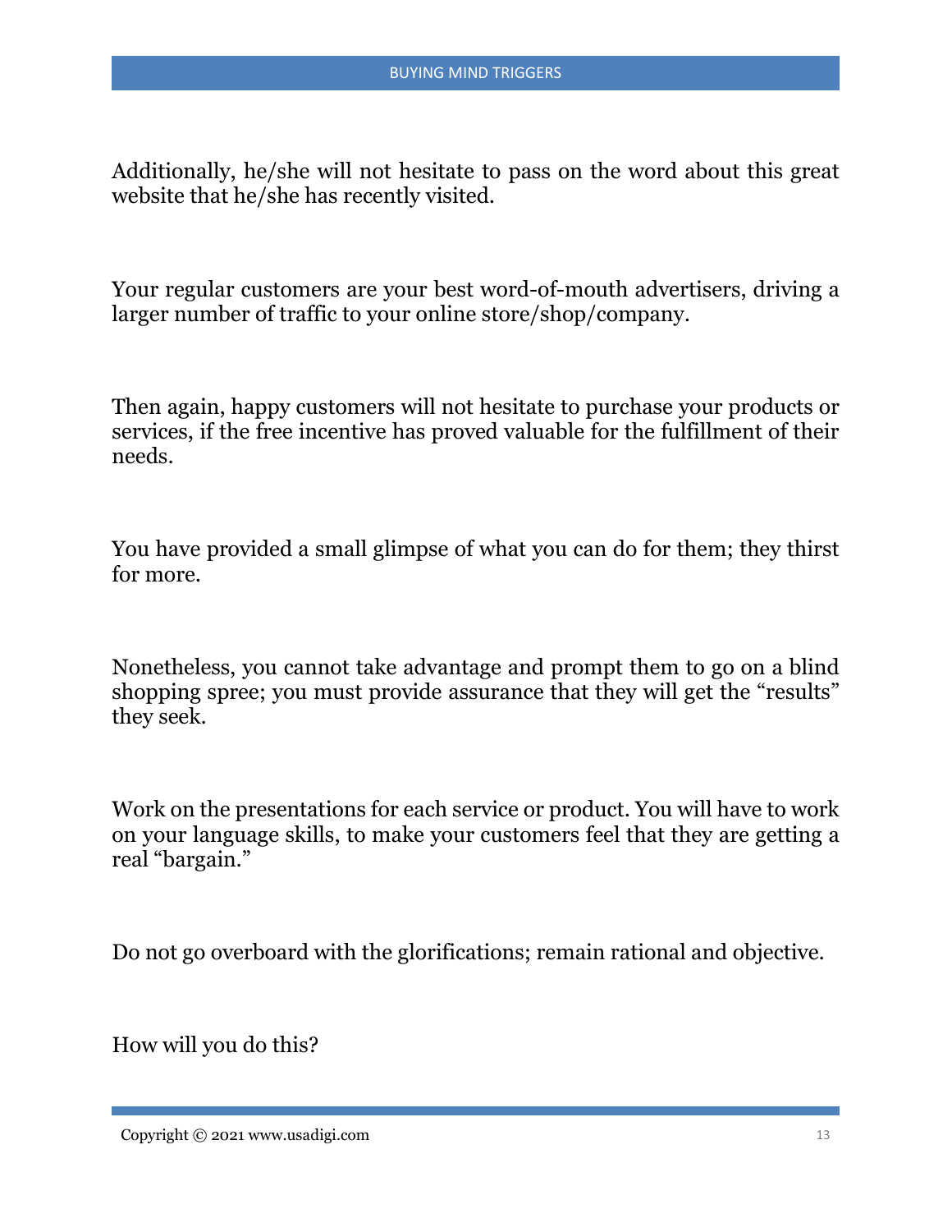Additionally, he/she will not hesitate to pass on the word about this great website that he/she has recently visited.

Your regular customers are your best word-of-mouth advertisers, driving a larger number of traffic to your online store/shop/company.

Then again, happy customers will not hesitate to purchase your products or services, if the free incentive has proved valuable for the fulfillment of their needs.

You have provided a small glimpse of what you can do for them; they thirst for more.

Nonetheless, you cannot take advantage and prompt them to go on a blind shopping spree; you must provide assurance that they will get the "results" they seek.

Work on the presentations for each service or product. You will have to work on your language skills, to make your customers feel that they are getting a real "bargain."

Do not go overboard with the glorifications; remain rational and objective.

How will you do this?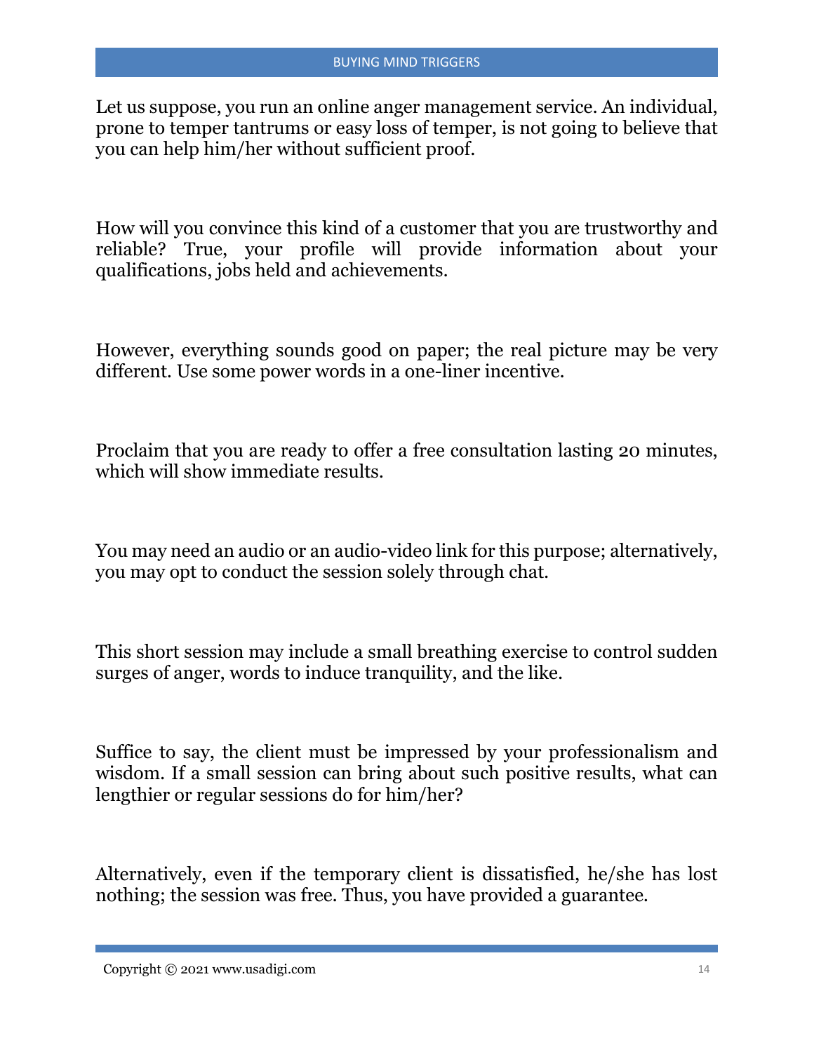Let us suppose, you run an online anger management service. An individual, prone to temper tantrums or easy loss of temper, is not going to believe that you can help him/her without sufficient proof.

How will you convince this kind of a customer that you are trustworthy and reliable? True, your profile will provide information about your qualifications, jobs held and achievements.

However, everything sounds good on paper; the real picture may be very different. Use some power words in a one-liner incentive.

Proclaim that you are ready to offer a free consultation lasting 20 minutes, which will show immediate results.

You may need an audio or an audio-video link for this purpose; alternatively, you may opt to conduct the session solely through chat.

This short session may include a small breathing exercise to control sudden surges of anger, words to induce tranquility, and the like.

Suffice to say, the client must be impressed by your professionalism and wisdom. If a small session can bring about such positive results, what can lengthier or regular sessions do for him/her?

Alternatively, even if the temporary client is dissatisfied, he/she has lost nothing; the session was free. Thus, you have provided a guarantee.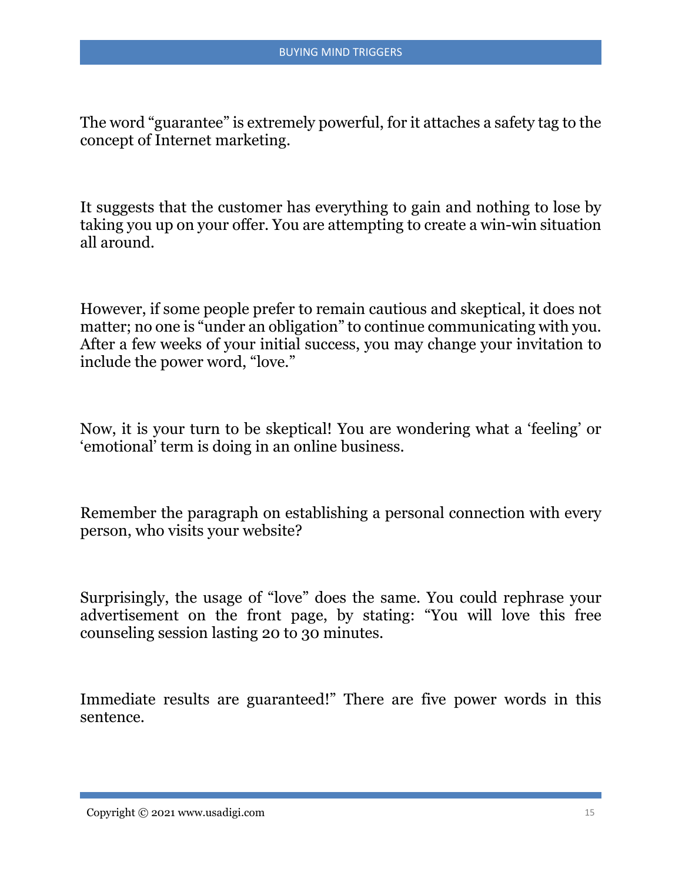The word "guarantee" is extremely powerful, for it attaches a safety tag to the concept of Internet marketing.

It suggests that the customer has everything to gain and nothing to lose by taking you up on your offer. You are attempting to create a win-win situation all around.

However, if some people prefer to remain cautious and skeptical, it does not matter; no one is "under an obligation" to continue communicating with you. After a few weeks of your initial success, you may change your invitation to include the power word, "love."

Now, it is your turn to be skeptical! You are wondering what a 'feeling' or 'emotional' term is doing in an online business.

Remember the paragraph on establishing a personal connection with every person, who visits your website?

Surprisingly, the usage of "love" does the same. You could rephrase your advertisement on the front page, by stating: "You will love this free counseling session lasting 20 to 30 minutes.

Immediate results are guaranteed!" There are five power words in this sentence.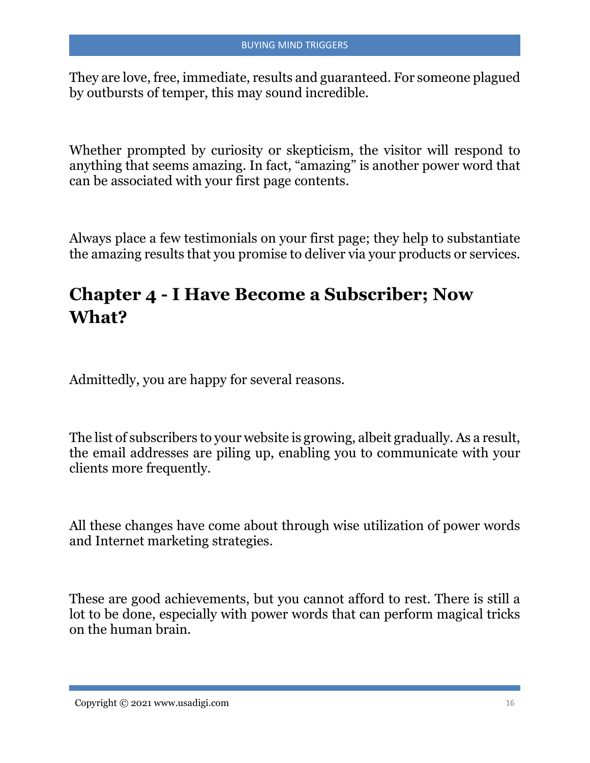They are love, free, immediate, results and guaranteed. For someone plagued by outbursts of temper, this may sound incredible.

Whether prompted by curiosity or skepticism, the visitor will respond to anything that seems amazing. In fact, "amazing" is another power word that can be associated with your first page contents.

Always place a few testimonials on your first page; they help to substantiate the amazing results that you promise to deliver via your products or services.

## Chapter 4 - I Have Become a Subscriber; Now What?

Admittedly, you are happy for several reasons.

The list of subscribers to your website is growing, albeit gradually. As a result, the email addresses are piling up, enabling you to communicate with your clients more frequently.

All these changes have come about through wise utilization of power words and Internet marketing strategies.

These are good achievements, but you cannot afford to rest. There is still a lot to be done, especially with power words that can perform magical tricks on the human brain.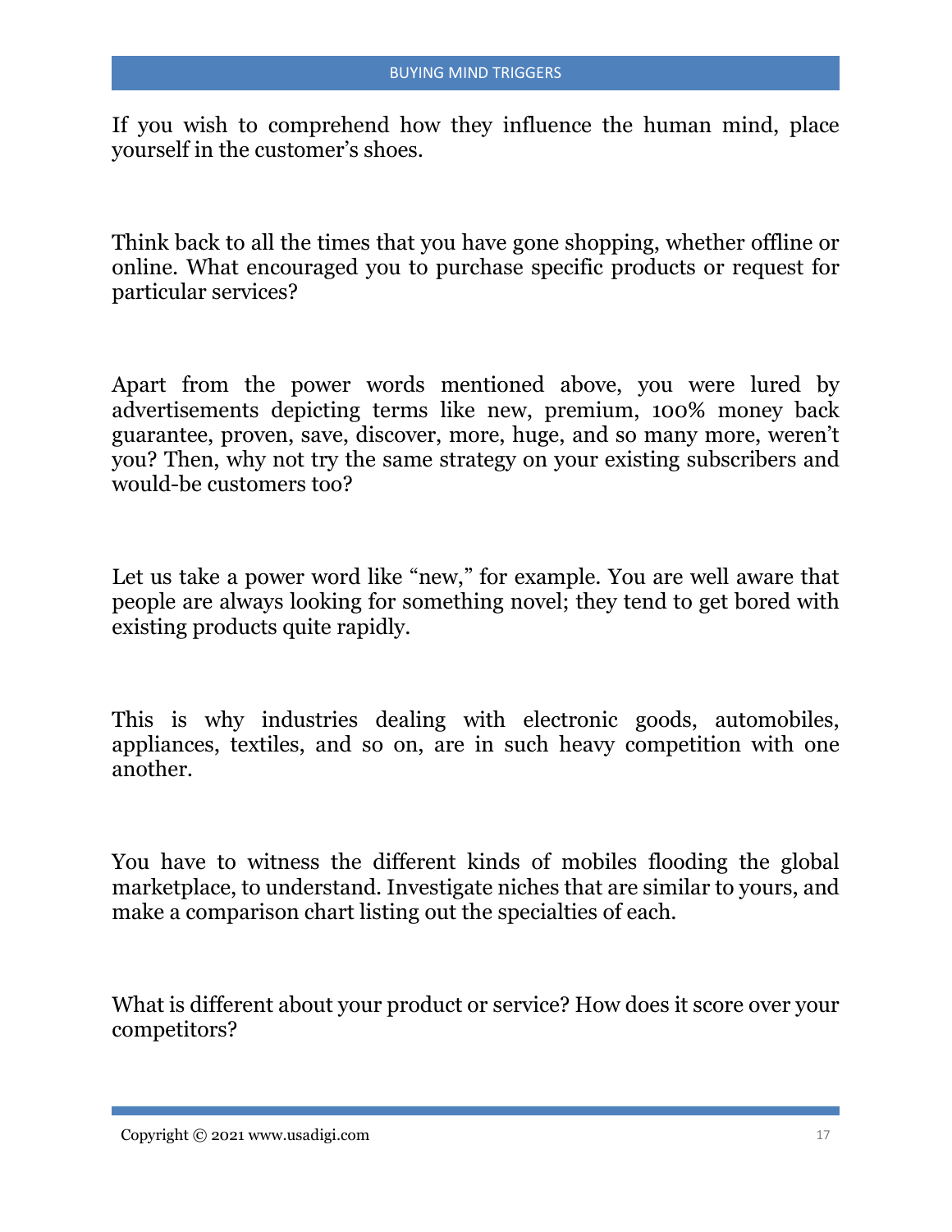If you wish to comprehend how they influence the human mind, place yourself in the customer's shoes.

Think back to all the times that you have gone shopping, whether offline or online. What encouraged you to purchase specific products or request for particular services?

Apart from the power words mentioned above, you were lured by advertisements depicting terms like new, premium, 100% money back guarantee, proven, save, discover, more, huge, and so many more, weren't you? Then, why not try the same strategy on your existing subscribers and would-be customers too?

Let us take a power word like "new," for example. You are well aware that people are always looking for something novel; they tend to get bored with existing products quite rapidly.

This is why industries dealing with electronic goods, automobiles, appliances, textiles, and so on, are in such heavy competition with one another.

You have to witness the different kinds of mobiles flooding the global marketplace, to understand. Investigate niches that are similar to yours, and make a comparison chart listing out the specialties of each.

What is different about your product or service? How does it score over your competitors?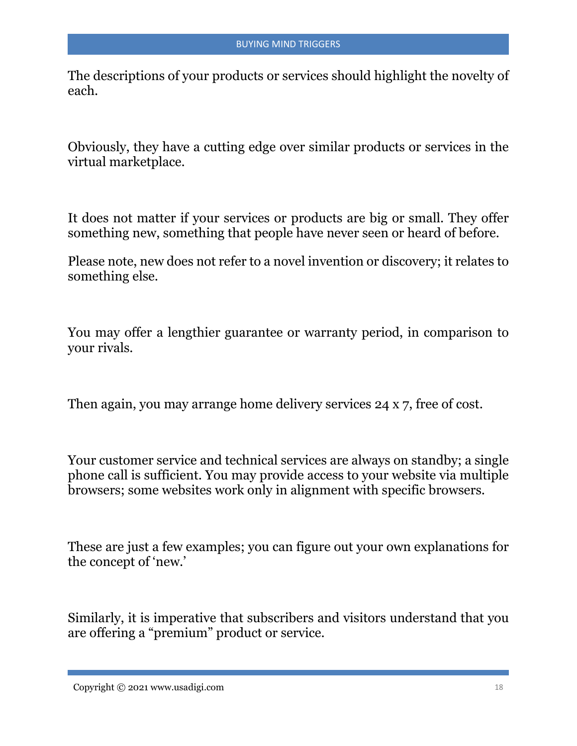The descriptions of your products or services should highlight the novelty of each.

Obviously, they have a cutting edge over similar products or services in the virtual marketplace.

It does not matter if your services or products are big or small. They offer something new, something that people have never seen or heard of before.

Please note, new does not refer to a novel invention or discovery; it relates to something else.

You may offer a lengthier guarantee or warranty period, in comparison to your rivals.

Then again, you may arrange home delivery services 24 x 7, free of cost.

Your customer service and technical services are always on standby; a single phone call is sufficient. You may provide access to your website via multiple browsers; some websites work only in alignment with specific browsers.

These are just a few examples; you can figure out your own explanations for the concept of 'new.'

Similarly, it is imperative that subscribers and visitors understand that you are offering a "premium" product or service.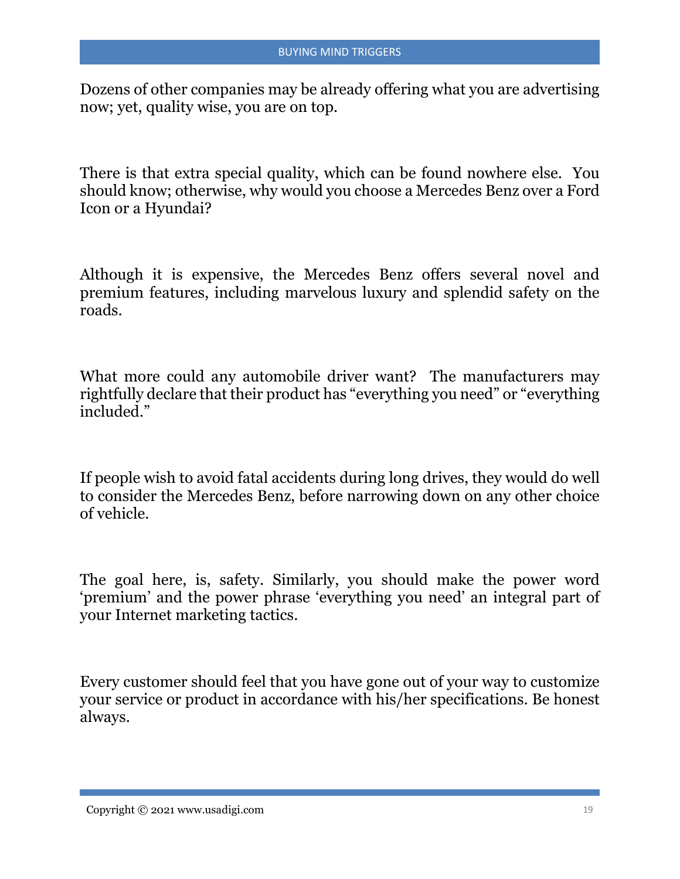Dozens of other companies may be already offering what you are advertising now; yet, quality wise, you are on top.

There is that extra special quality, which can be found nowhere else. You should know; otherwise, why would you choose a Mercedes Benz over a Ford Icon or a Hyundai?

Although it is expensive, the Mercedes Benz offers several novel and premium features, including marvelous luxury and splendid safety on the roads.

What more could any automobile driver want? The manufacturers may rightfully declare that their product has "everything you need" or "everything included."

If people wish to avoid fatal accidents during long drives, they would do well to consider the Mercedes Benz, before narrowing down on any other choice of vehicle.

The goal here, is, safety. Similarly, you should make the power word 'premium' and the power phrase 'everything you need' an integral part of your Internet marketing tactics.

Every customer should feel that you have gone out of your way to customize your service or product in accordance with his/her specifications. Be honest always.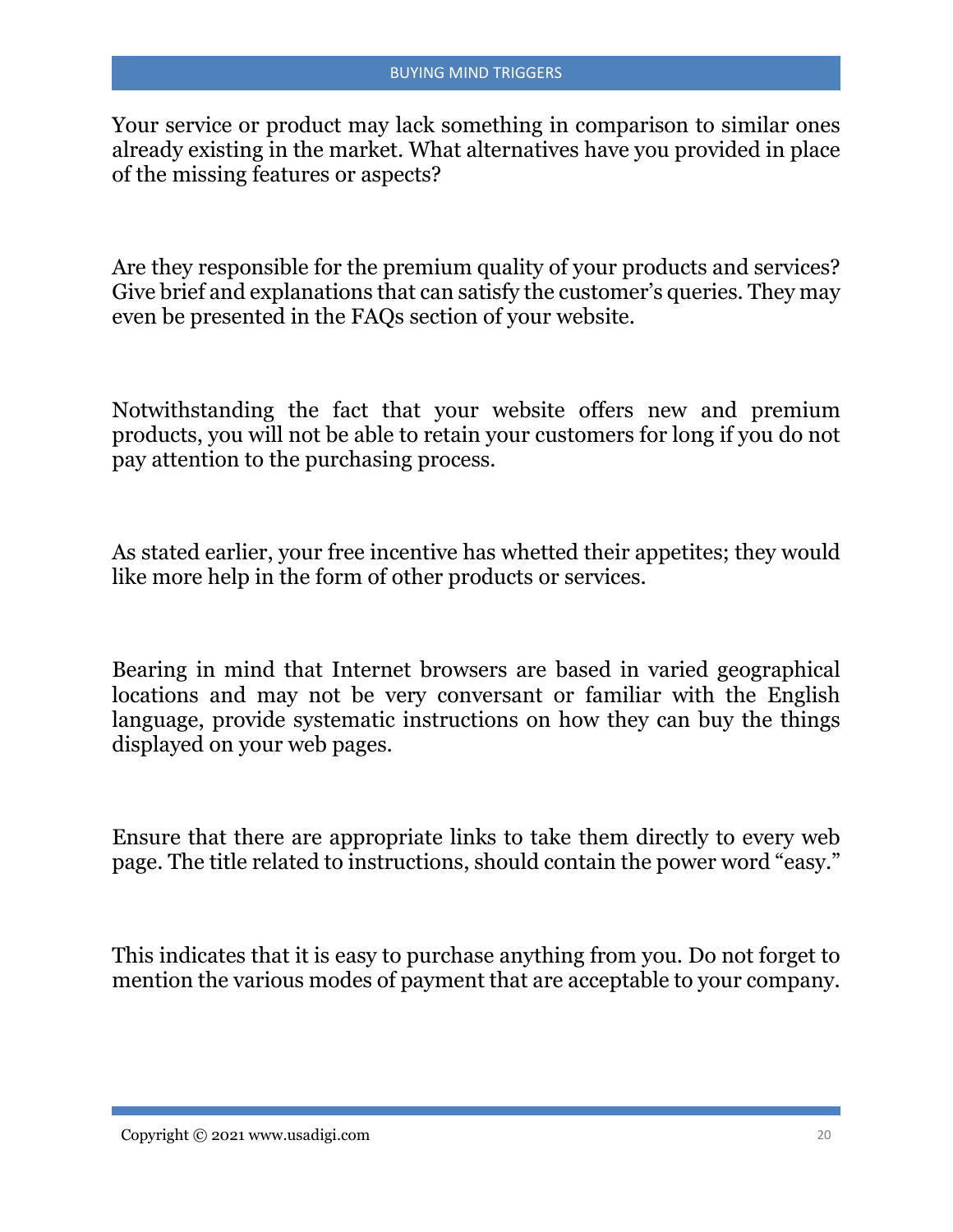Your service or product may lack something in comparison to similar ones already existing in the market. What alternatives have you provided in place of the missing features or aspects?

Are they responsible for the premium quality of your products and services? Give brief and explanations that can satisfy the customer's queries. They may even be presented in the FAQs section of your website.

Notwithstanding the fact that your website offers new and premium products, you will not be able to retain your customers for long if you do not pay attention to the purchasing process.

As stated earlier, your free incentive has whetted their appetites; they would like more help in the form of other products or services.

Bearing in mind that Internet browsers are based in varied geographical locations and may not be very conversant or familiar with the English language, provide systematic instructions on how they can buy the things displayed on your web pages.

Ensure that there are appropriate links to take them directly to every web page. The title related to instructions, should contain the power word "easy."

This indicates that it is easy to purchase anything from you. Do not forget to mention the various modes of payment that are acceptable to your company.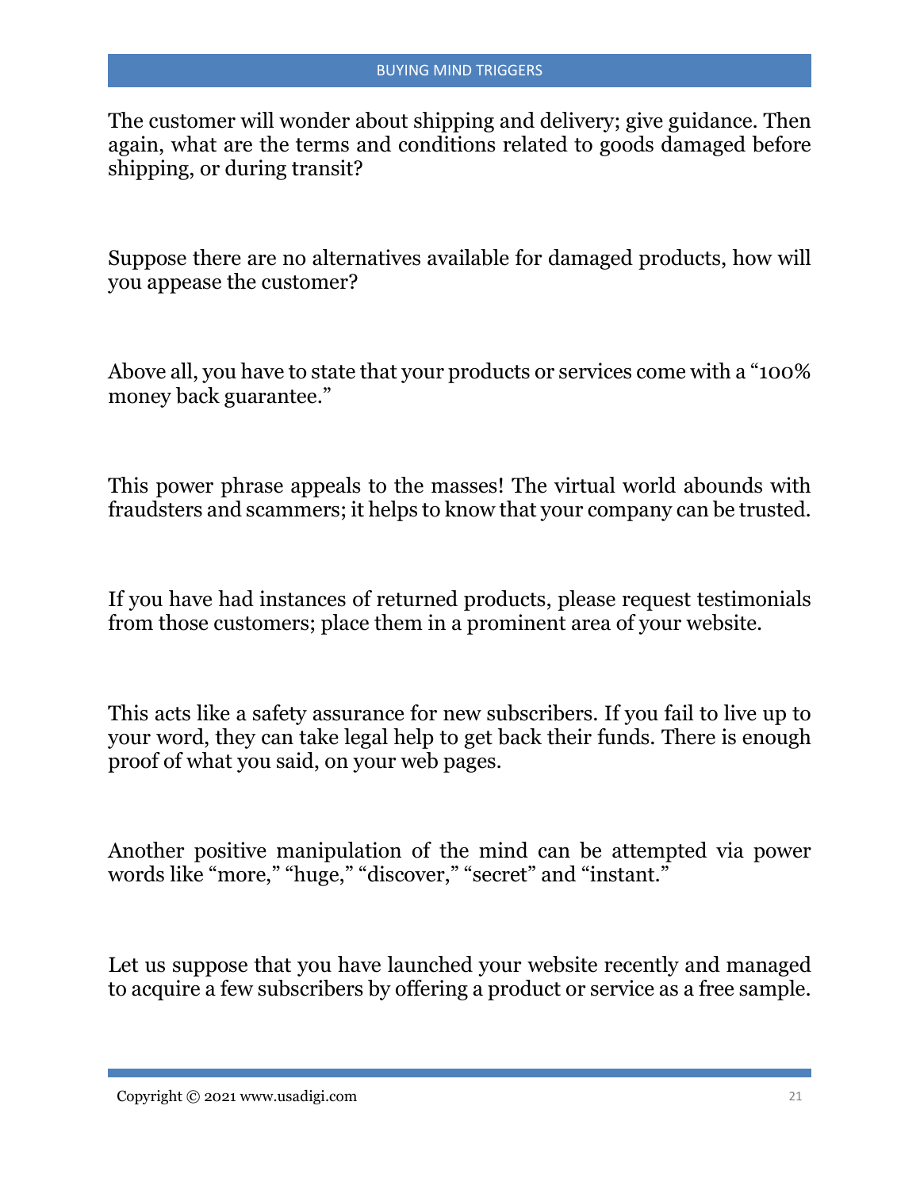The customer will wonder about shipping and delivery; give guidance. Then again, what are the terms and conditions related to goods damaged before shipping, or during transit?

Suppose there are no alternatives available for damaged products, how will you appease the customer?

Above all, you have to state that your products or services come with a "100% money back guarantee."

This power phrase appeals to the masses! The virtual world abounds with fraudsters and scammers; it helps to know that your company can be trusted.

If you have had instances of returned products, please request testimonials from those customers; place them in a prominent area of your website.

This acts like a safety assurance for new subscribers. If you fail to live up to your word, they can take legal help to get back their funds. There is enough proof of what you said, on your web pages.

Another positive manipulation of the mind can be attempted via power words like "more," "huge," "discover," "secret" and "instant."

Let us suppose that you have launched your website recently and managed to acquire a few subscribers by offering a product or service as a free sample.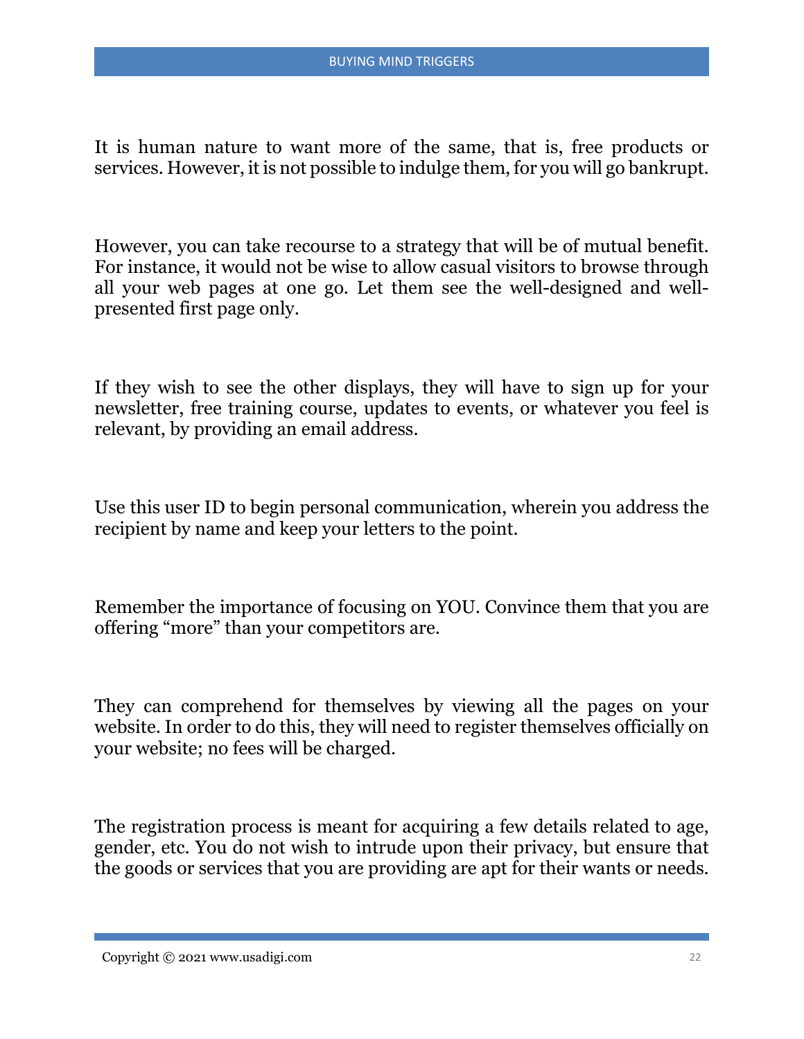It is human nature to want more of the same, that is, free products or services. However, it is not possible to indulge them, for you will go bankrupt.

However, you can take recourse to a strategy that will be of mutual benefit. For instance, it would not be wise to allow casual visitors to browse through all your web pages at one go. Let them see the well-designed and well-presented first page only.

If they wish to see the other displays, they will have to sign up for your newsletter, free training course, updates to events, or whatever you feel is relevant, by providing an email address.

Use this user ID to begin personal communication, wherein you address the recipient by name and keep your letters to the point.

Remember the importance of focusing on YOU. Convince them that you are offering “more” than your competitors are.

They can comprehend for themselves by viewing all the pages on your website. In order to do this, they will need to register themselves officially on your website; no fees will be charged.

The registration process is meant for acquiring a few details related to age, gender, etc. You do not wish to intrude upon their privacy, but ensure that the goods or services that you are providing are apt for their wants or needs.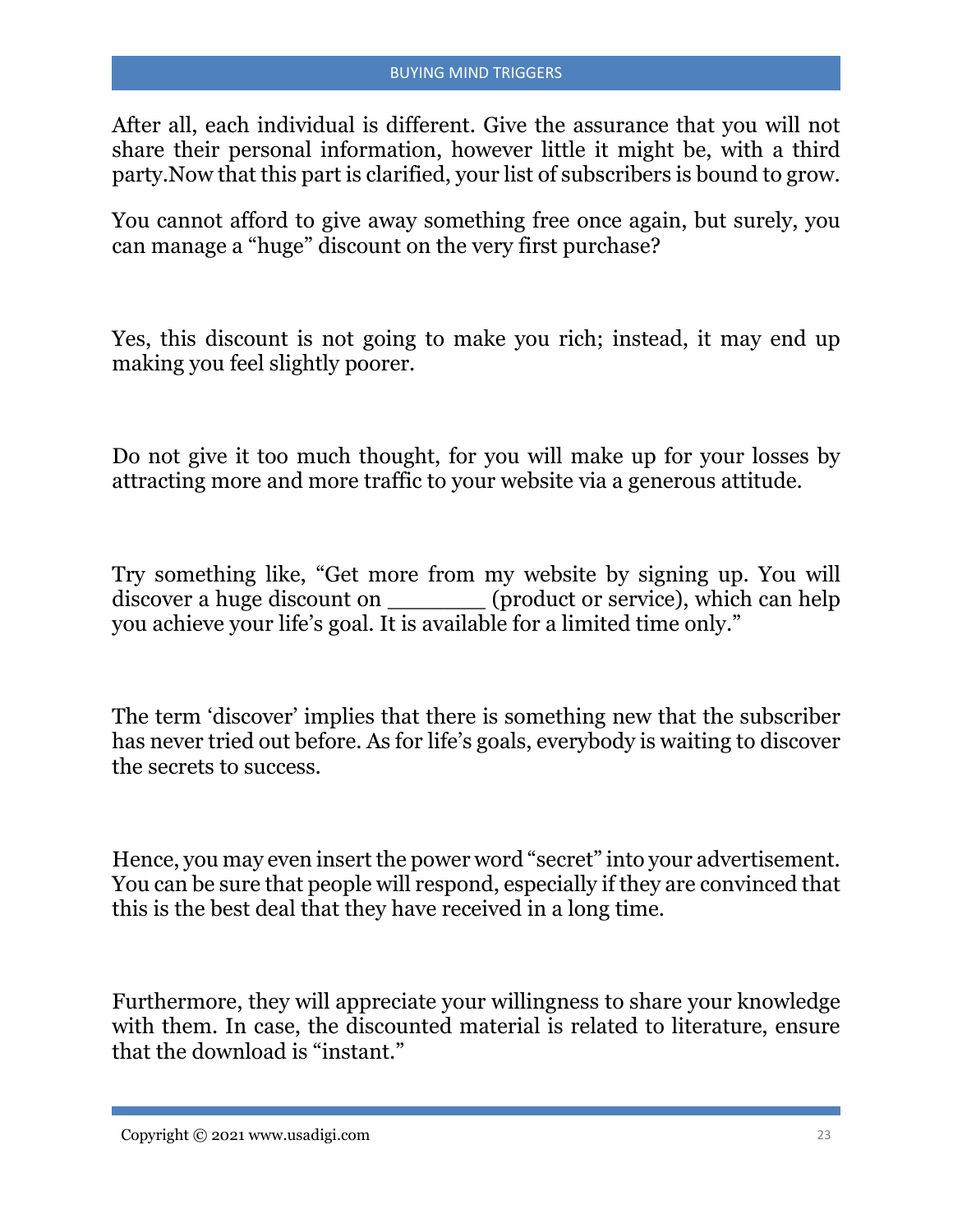After all, each individual is different. Give the assurance that you will not share their personal information, however little it might be, with a third party.Now that this part is clarified, your list of subscribers is bound to grow.

You cannot afford to give away something free once again, but surely, you can manage a "huge" discount on the very first purchase?

Yes, this discount is not going to make you rich; instead, it may end up making you feel slightly poorer.

Do not give it too much thought, for you will make up for your losses by attracting more and more traffic to your website via a generous attitude.

Try something like, "Get more from my website by signing up. You will discover a huge discount on _______ (product or service), which can help you achieve your life's goal. It is available for a limited time only."

The term 'discover' implies that there is something new that the subscriber has never tried out before. As for life's goals, everybody is waiting to discover the secrets to success.

Hence, you may even insert the power word "secret" into your advertisement. You can be sure that people will respond, especially if they are convinced that this is the best deal that they have received in a long time.

Furthermore, they will appreciate your willingness to share your knowledge with them. In case, the discounted material is related to literature, ensure that the download is "instant."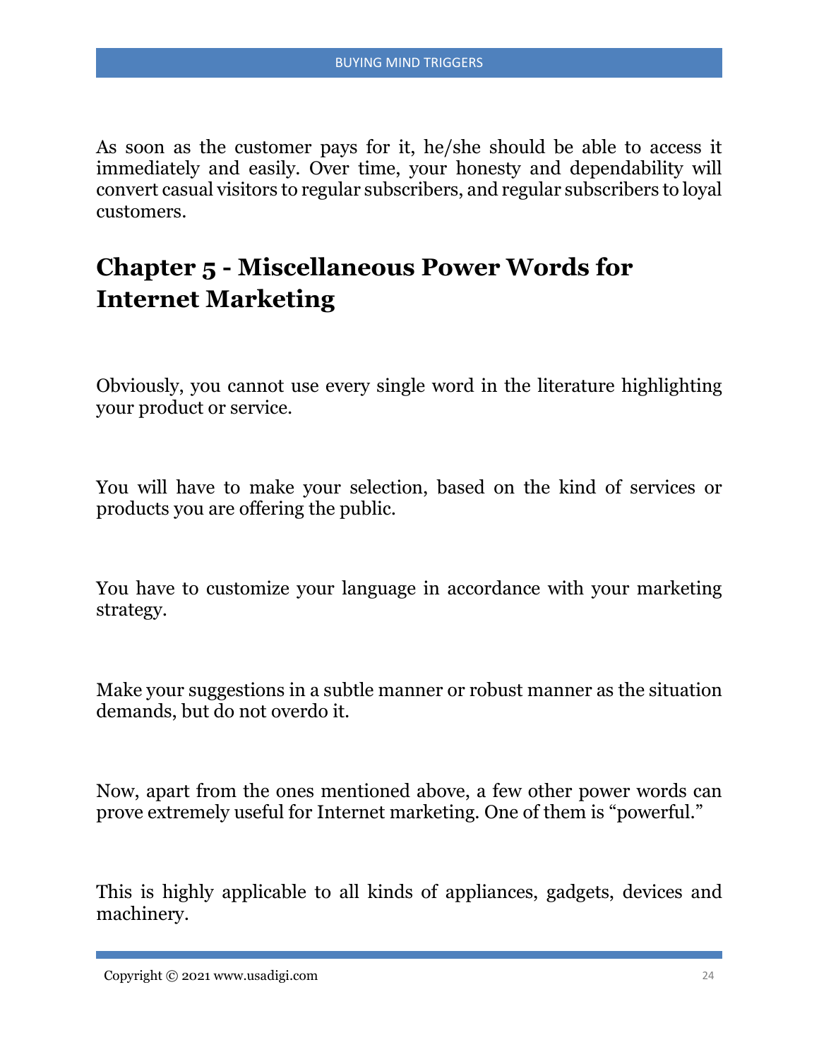As soon as the customer pays for it, he/she should be able to access it immediately and easily. Over time, your honesty and dependability will convert casual visitors to regular subscribers, and regular subscribers to loyal customers.

## Chapter 5 - Miscellaneous Power Words for Internet Marketing

Obviously, you cannot use every single word in the literature highlighting your product or service.

You will have to make your selection, based on the kind of services or products you are offering the public.

You have to customize your language in accordance with your marketing strategy.

Make your suggestions in a subtle manner or robust manner as the situation demands, but do not overdo it.

Now, apart from the ones mentioned above, a few other power words can prove extremely useful for Internet marketing. One of them is "powerful."

This is highly applicable to all kinds of appliances, gadgets, devices and machinery.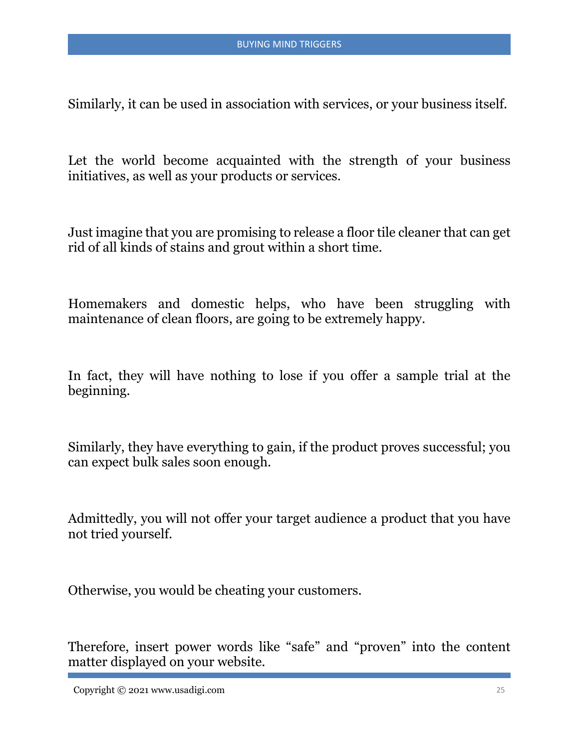Similarly, it can be used in association with services, or your business itself.

Let the world become acquainted with the strength of your business initiatives, as well as your products or services.

Just imagine that you are promising to release a floor tile cleaner that can get rid of all kinds of stains and grout within a short time.

Homemakers and domestic helps, who have been struggling with maintenance of clean floors, are going to be extremely happy.

In fact, they will have nothing to lose if you offer a sample trial at the beginning.

Similarly, they have everything to gain, if the product proves successful; you can expect bulk sales soon enough.

Admittedly, you will not offer your target audience a product that you have not tried yourself.

Otherwise, you would be cheating your customers.

Therefore, insert power words like “safe” and “proven” into the content matter displayed on your website.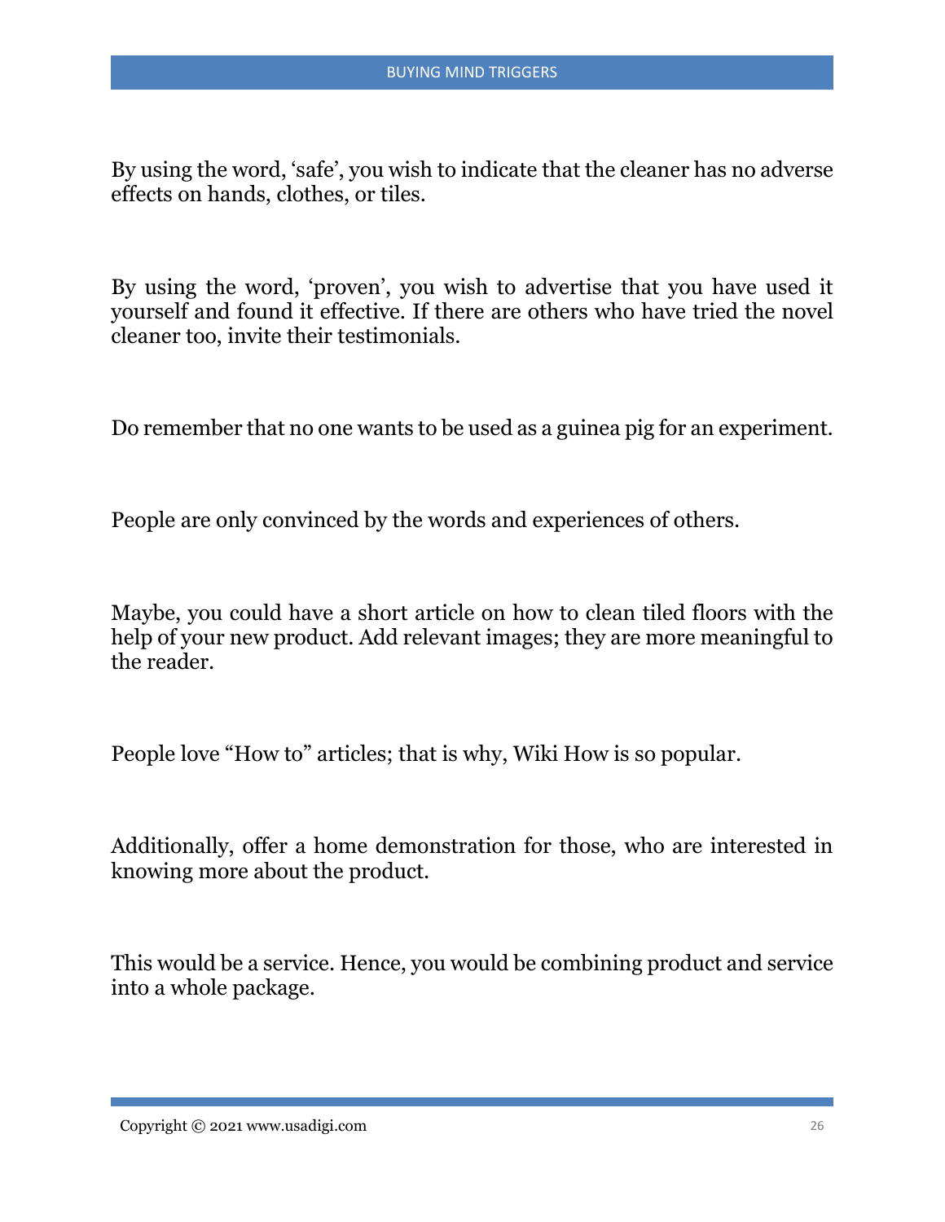By using the word, 'safe', you wish to indicate that the cleaner has no adverse effects on hands, clothes, or tiles.

By using the word, 'proven', you wish to advertise that you have used it yourself and found it effective. If there are others who have tried the novel cleaner too, invite their testimonials.

Do remember that no one wants to be used as a guinea pig for an experiment.

People are only convinced by the words and experiences of others.

Maybe, you could have a short article on how to clean tiled floors with the help of your new product. Add relevant images; they are more meaningful to the reader.

People love "How to" articles; that is why, Wiki How is so popular.

Additionally, offer a home demonstration for those, who are interested in knowing more about the product.

This would be a service. Hence, you would be combining product and service into a whole package.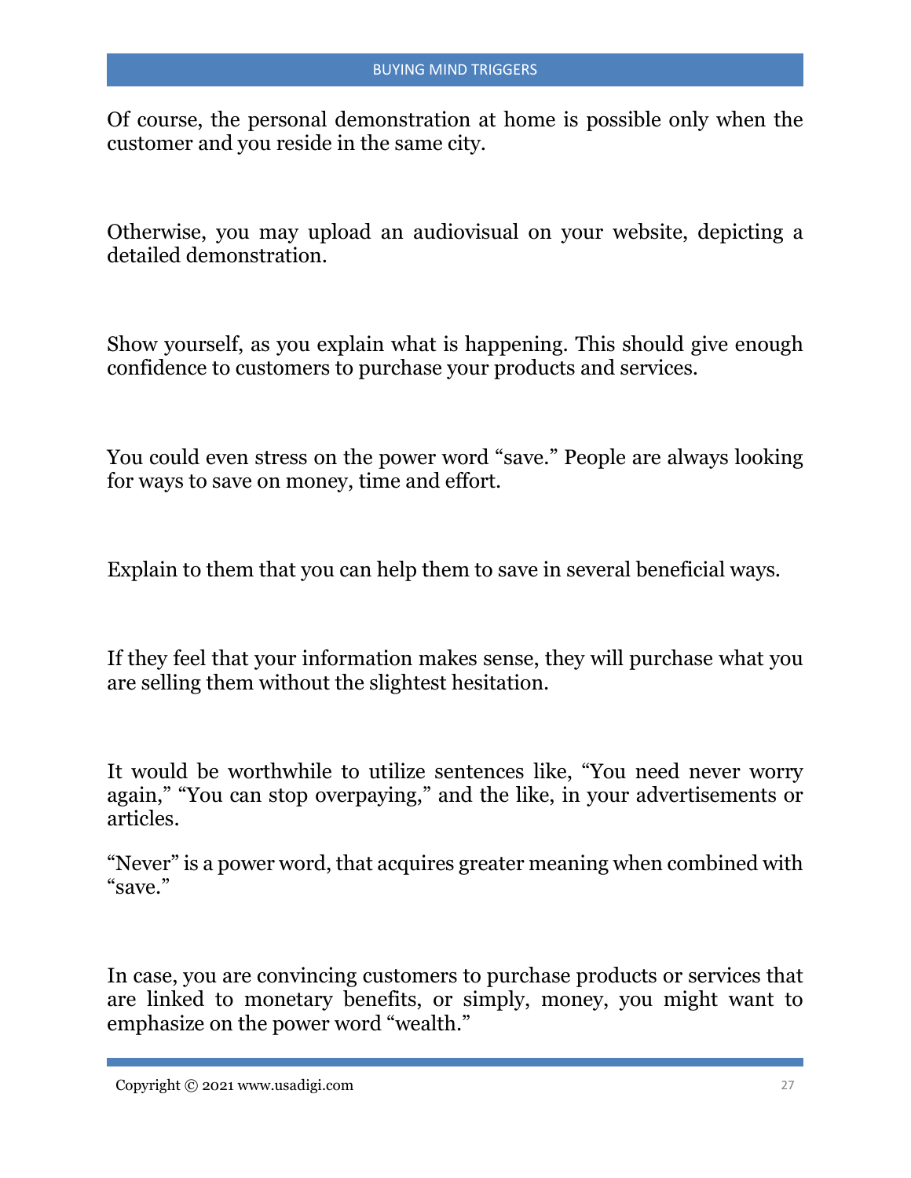Of course, the personal demonstration at home is possible only when the customer and you reside in the same city.

Otherwise, you may upload an audiovisual on your website, depicting a detailed demonstration.

Show yourself, as you explain what is happening. This should give enough confidence to customers to purchase your products and services.

You could even stress on the power word "save." People are always looking for ways to save on money, time and effort.

Explain to them that you can help them to save in several beneficial ways.

If they feel that your information makes sense, they will purchase what you are selling them without the slightest hesitation.

It would be worthwhile to utilize sentences like, "You need never worry again," "You can stop overpaying," and the like, in your advertisements or articles.

"Never" is a power word, that acquires greater meaning when combined with "save."

In case, you are convincing customers to purchase products or services that are linked to monetary benefits, or simply, money, you might want to emphasize on the power word "wealth."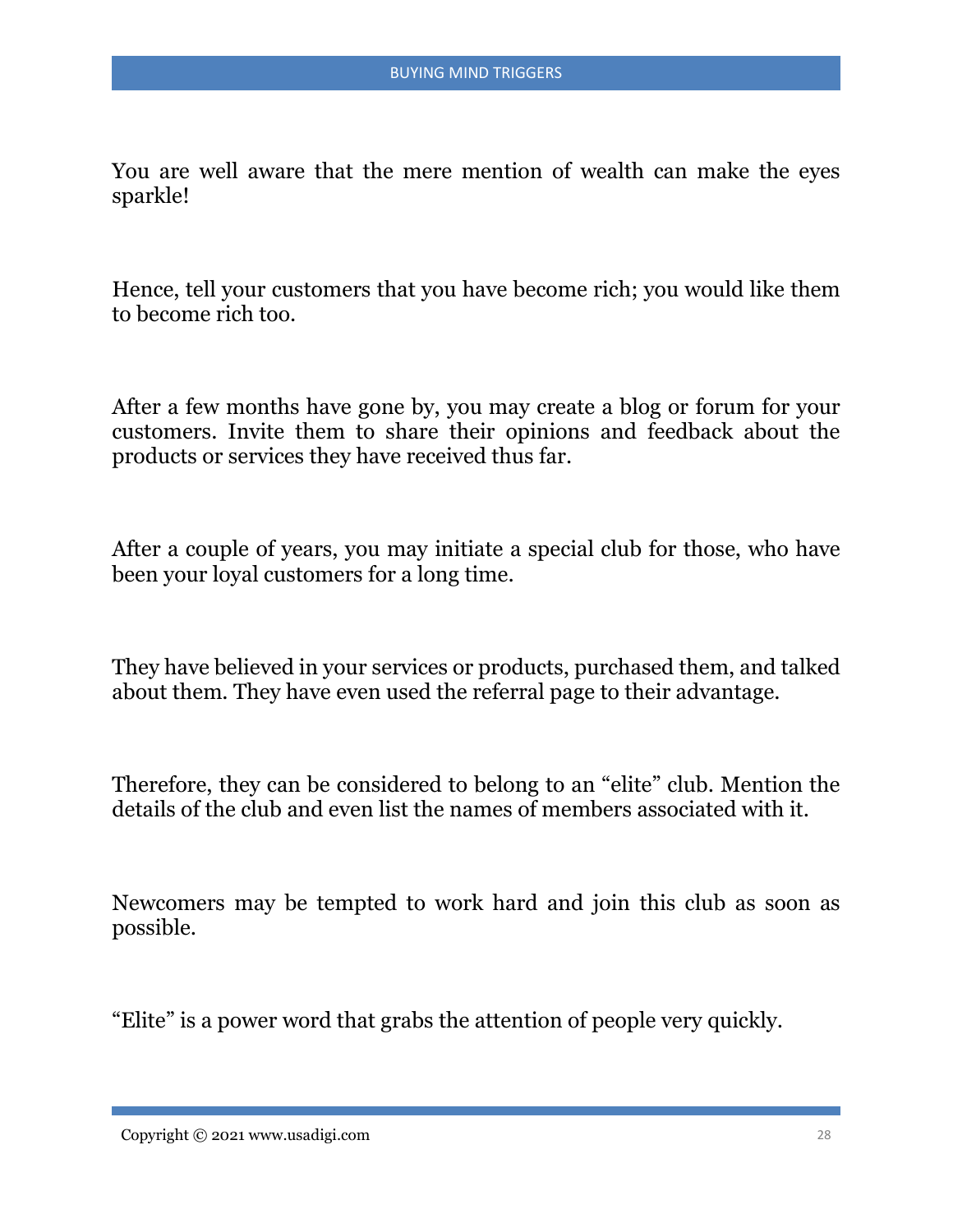You are well aware that the mere mention of wealth can make the eyes sparkle!

Hence, tell your customers that you have become rich; you would like them to become rich too.

After a few months have gone by, you may create a blog or forum for your customers. Invite them to share their opinions and feedback about the products or services they have received thus far.

After a couple of years, you may initiate a special club for those, who have been your loyal customers for a long time.

They have believed in your services or products, purchased them, and talked about them. They have even used the referral page to their advantage.

Therefore, they can be considered to belong to an "elite" club. Mention the details of the club and even list the names of members associated with it.

Newcomers may be tempted to work hard and join this club as soon as possible.

"Elite" is a power word that grabs the attention of people very quickly.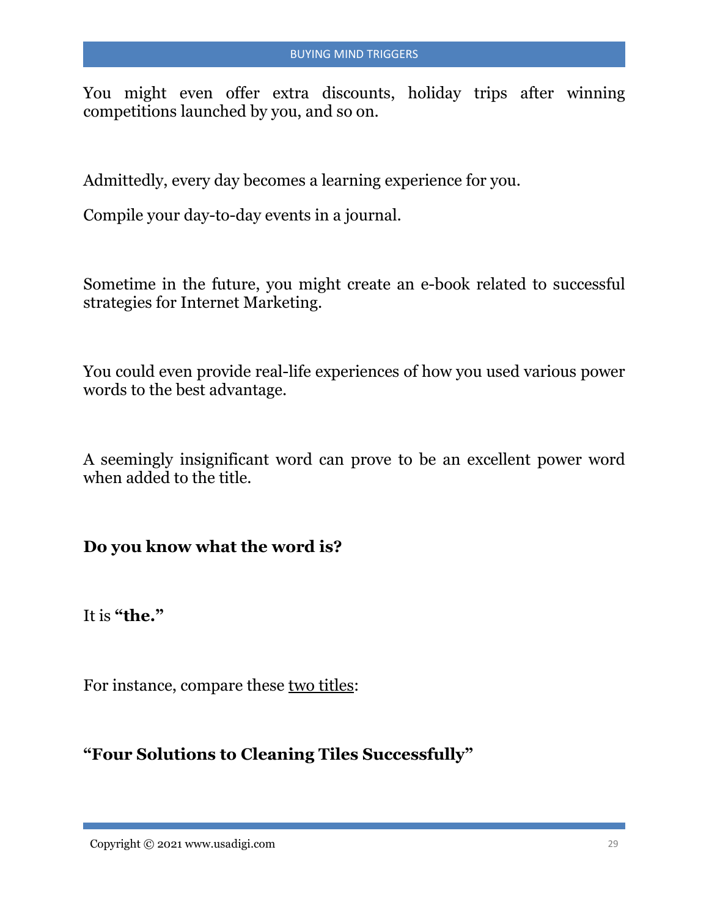You might even offer extra discounts, holiday trips after winning competitions launched by you, and so on.

Admittedly, every day becomes a learning experience for you.

Compile your day-to-day events in a journal.

Sometime in the future, you might create an e-book related to successful strategies for Internet Marketing.

You could even provide real-life experiences of how you used various power words to the best advantage.

A seemingly insignificant word can prove to be an excellent power word when added to the title.

**Do you know what the word is?**

It is **"the."**

For instance, compare these <u>two titles</u>:

**"Four Solutions to Cleaning Tiles Successfully"**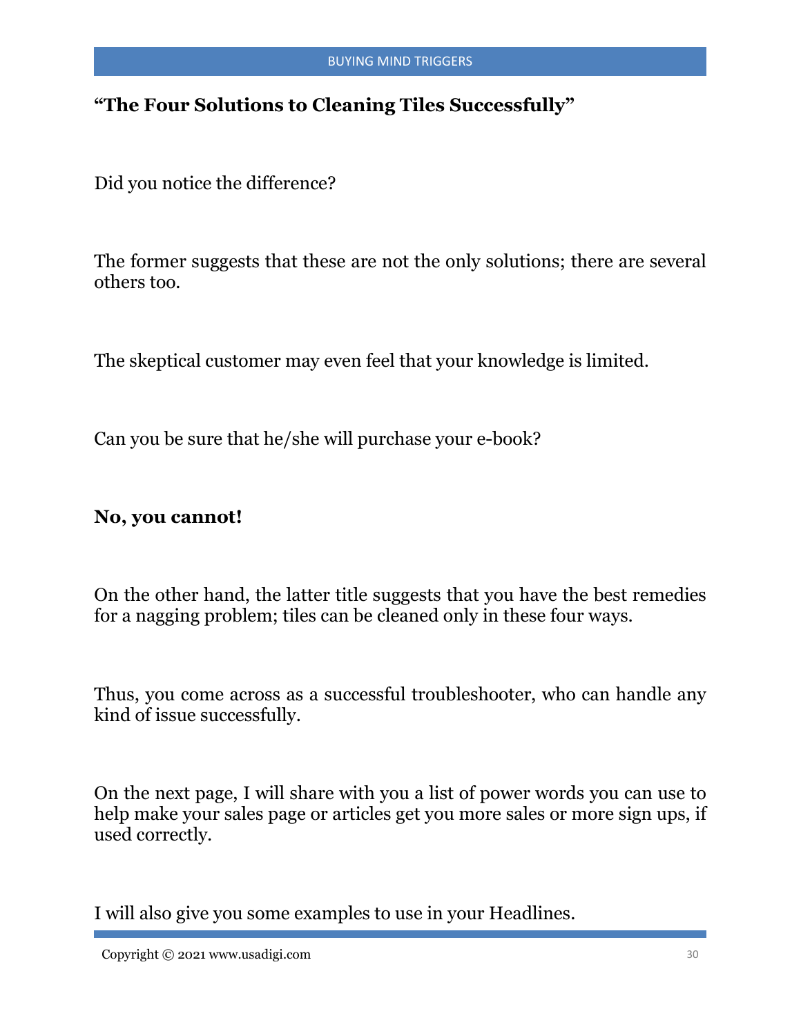**“The Four Solutions to Cleaning Tiles Successfully”**

Did you notice the difference?

The former suggests that these are not the only solutions; there are several others too.

The skeptical customer may even feel that your knowledge is limited.

Can you be sure that he/she will purchase your e-book?

**No, you cannot!**

On the other hand, the latter title suggests that you have the best remedies for a nagging problem; tiles can be cleaned only in these four ways.

Thus, you come across as a successful troubleshooter, who can handle any kind of issue successfully.

On the next page, I will share with you a list of power words you can use to help make your sales page or articles get you more sales or more sign ups, if used correctly.

I will also give you some examples to use in your Headlines.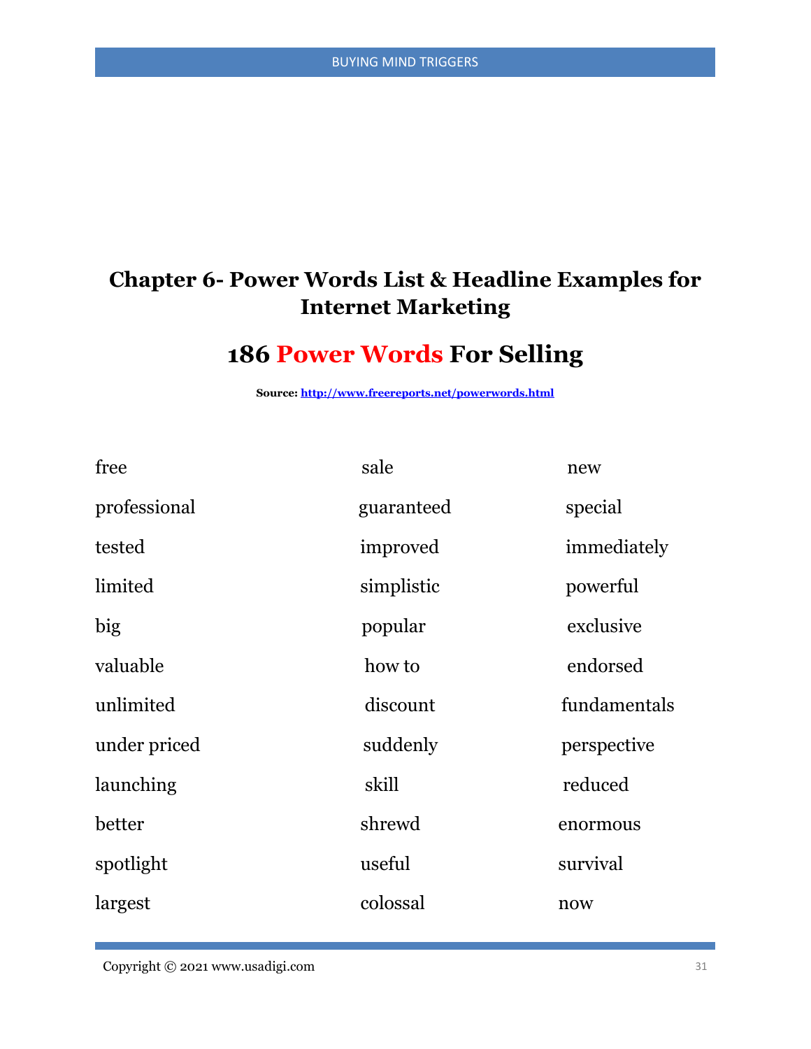# Chapter 6- Power Words List & Headline Examples for Internet Marketing

## 186 Power Words For Selling

**Source: [http://www.freereports.net/powerwords.html](http://www.freereports.net/powerwords.html)**

| | | |
|---|---|---|
| free | sale | new |
| professional | guaranteed | special |
| tested | improved | immediately |
| limited | simplistic | powerful |
| big | popular | exclusive |
| valuable | how to | endorsed |
| unlimited | discount | fundamentals |
| under priced | suddenly | perspective |
| launching | skill | reduced |
| better | shrewd | enormous |
| spotlight | useful | survival |
| largest | colossal | now |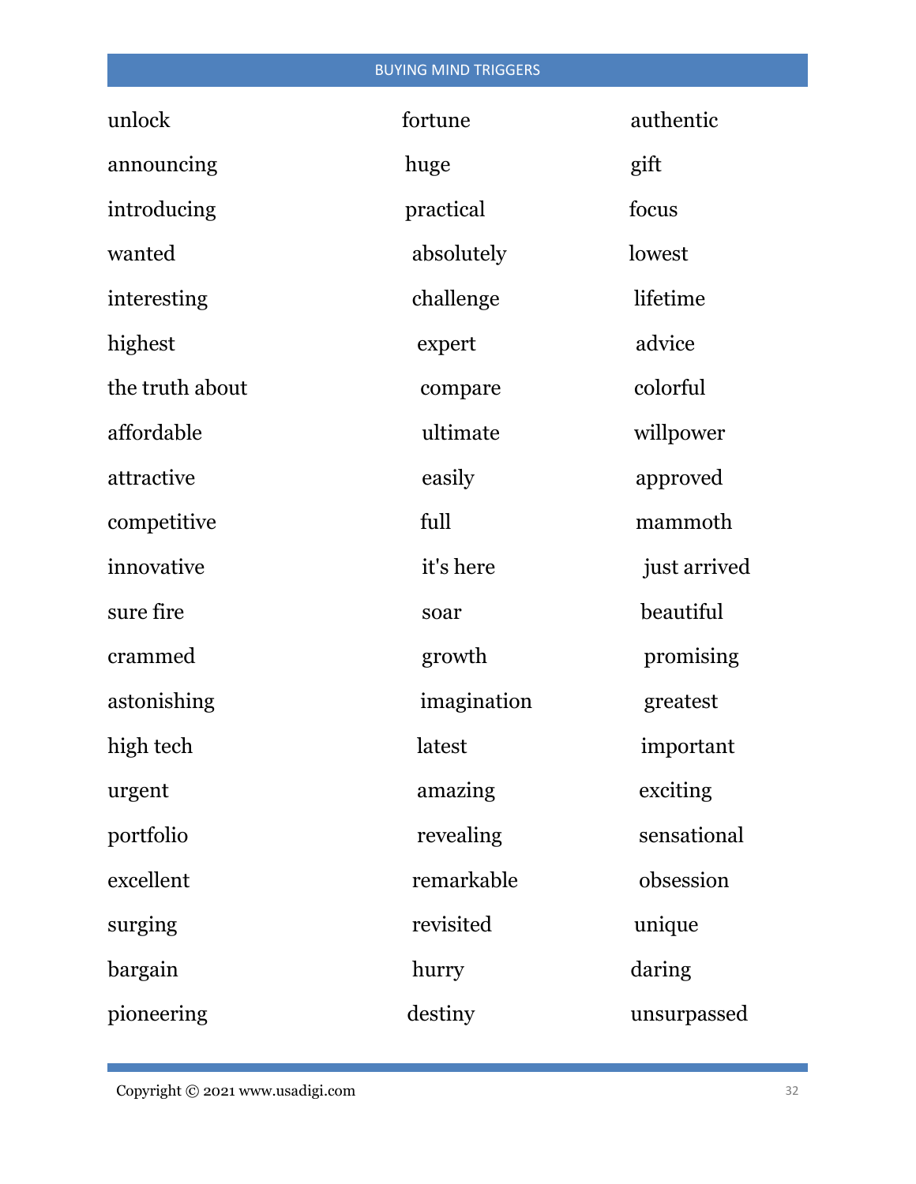| BUYING MIND TRIGGERS | | |
|---|---|---|
| unlock | fortune | authentic |
| announcing | huge | gift |
| introducing | practical | focus |
| wanted | absolutely | lowest |
| interesting | challenge | lifetime |
| highest | expert | advice |
| the truth about | compare | colorful |
| affordable | ultimate | willpower |
| attractive | easily | approved |
| competitive | full | mammoth |
| innovative | it's here | just arrived |
| sure fire | soar | beautiful |
| crammed | growth | promising |
| astonishing | imagination | greatest |
| high tech | latest | important |
| urgent | amazing | exciting |
| portfolio | revealing | sensational |
| excellent | remarkable | obsession |
| surging | revisited | unique |
| bargain | hurry | daring |
| pioneering | destiny | unsurpassed |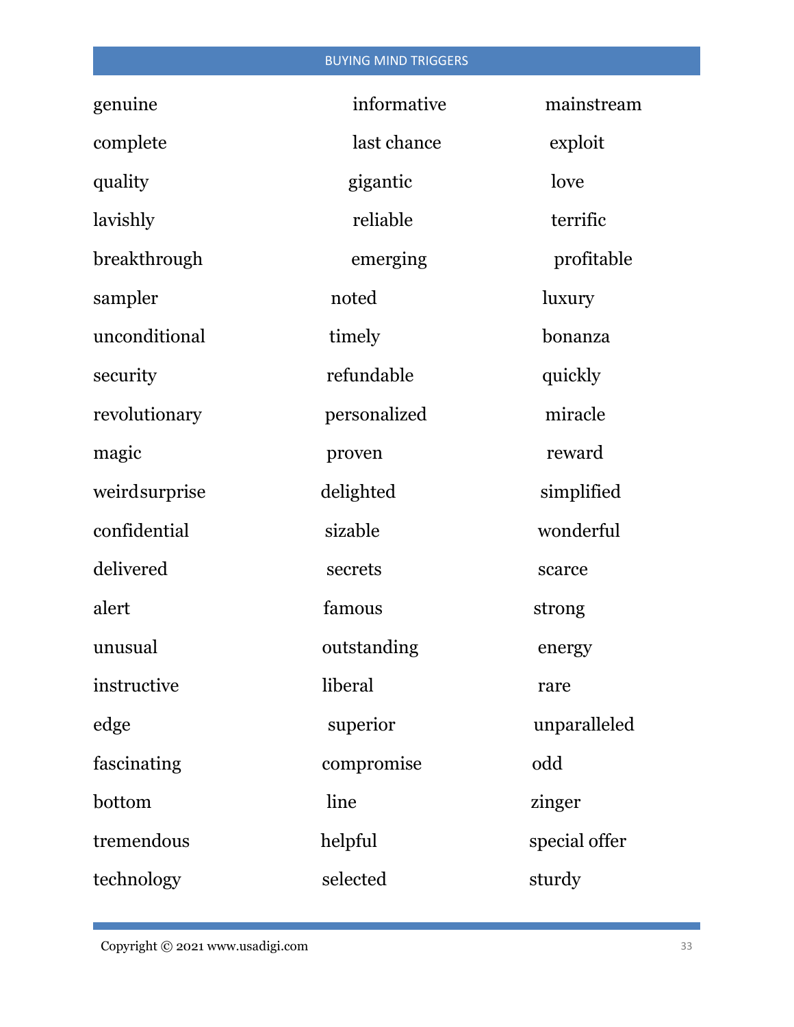- genuine
- complete
- quality
- lavishly
- breakthrough
- sampler
- unconditional
- security
- revolutionary
- magic
- weird surprise
- confidential
- delivered
- alert
- unusual
- instructive
- edge
- fascinating
- bottom
- tremendous
- technology

- informative
- last chance
- gigantic
- reliable
- emerging
- noted
- timely
- refundable
- personalized
- proven
- delighted
- sizable
- secrets
- famous
- outstanding
- liberal
- superior
- compromise
- line
- helpful
- selected

- mainstream
- exploit
- love
- terrific
- profitable
- luxury
- bonanza
- quickly
- miracle
- reward
- simplified
- wonderful
- scarce
- strong
- energy
- rare
- unparalleled
- odd
- zinger
- special offer
- sturdy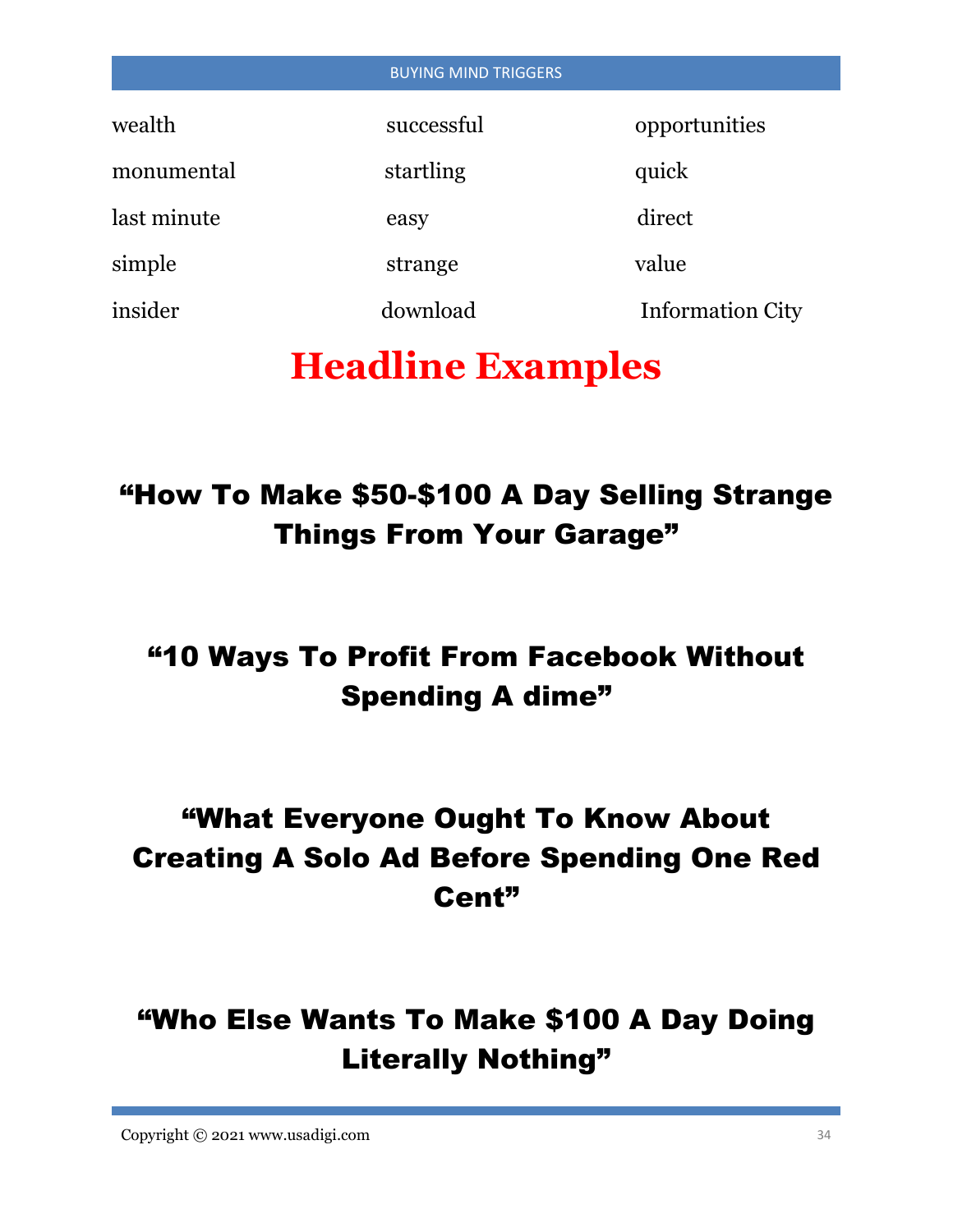| | | |
|---|---|---|
| wealth | successful | opportunities |
| monumental | startling | quick |
| last minute | easy | direct |
| simple | strange | value |
| insider | download | Information City |

# Headline Examples

## “How To Make $50-$100 A Day Selling Strange Things From Your Garage”

## “10 Ways To Profit From Facebook Without Spending A dime”

## “What Everyone Ought To Know About Creating A Solo Ad Before Spending One Red Cent”

## “Who Else Wants To Make $100 A Day Doing Literally Nothing”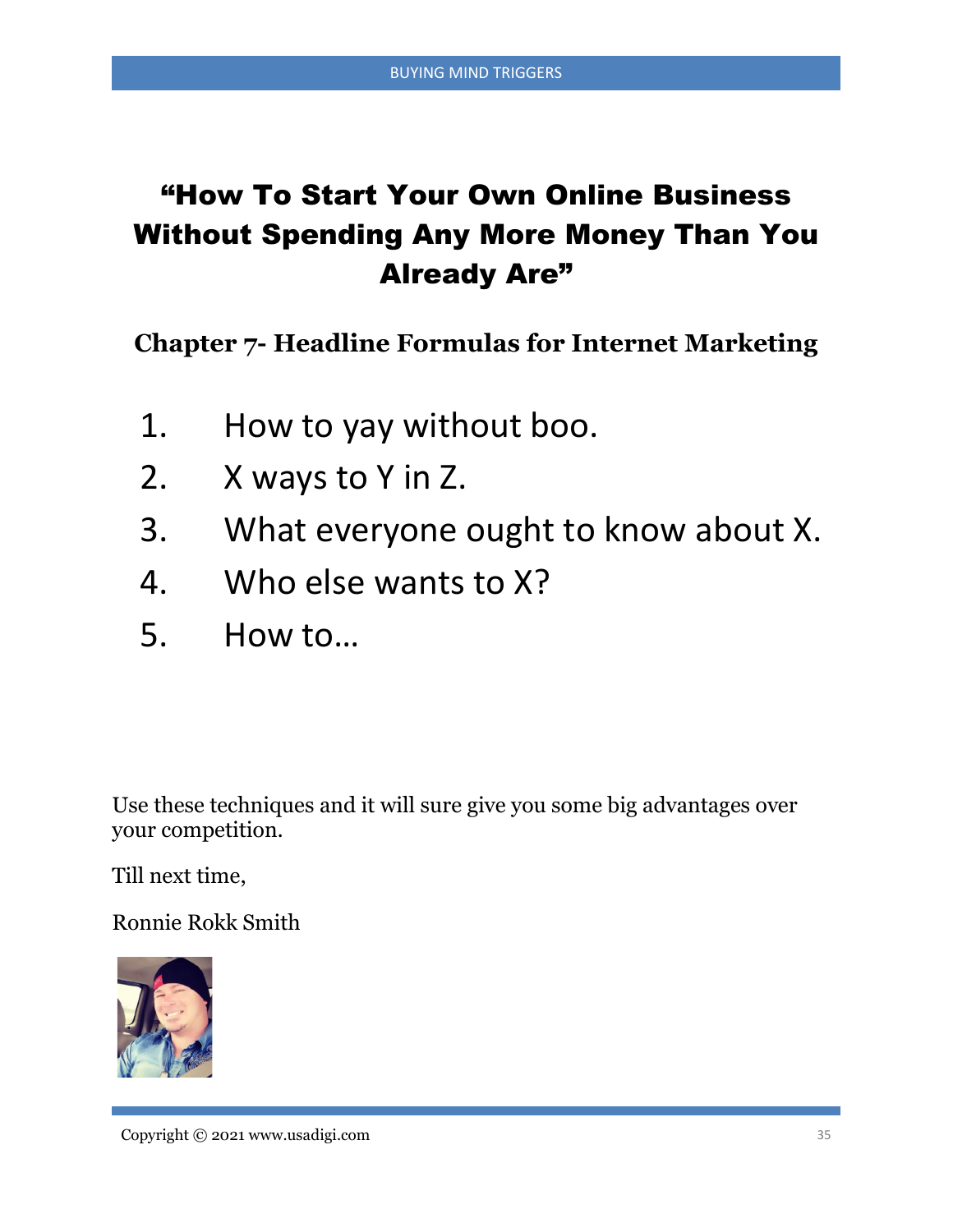# "How To Start Your Own Online Business Without Spending Any More Money Than You Already Are"

## Chapter 7- Headline Formulas for Internet Marketing

1. How to yay without boo.
2. X ways to Y in Z.
3. What everyone ought to know about X.
4. Who else wants to X?
5. How to…

Use these techniques and it will sure give you some big advantages over your competition.

Till next time,

Ronnie Rokk Smith

Copyright © 2021 www.usadigi.com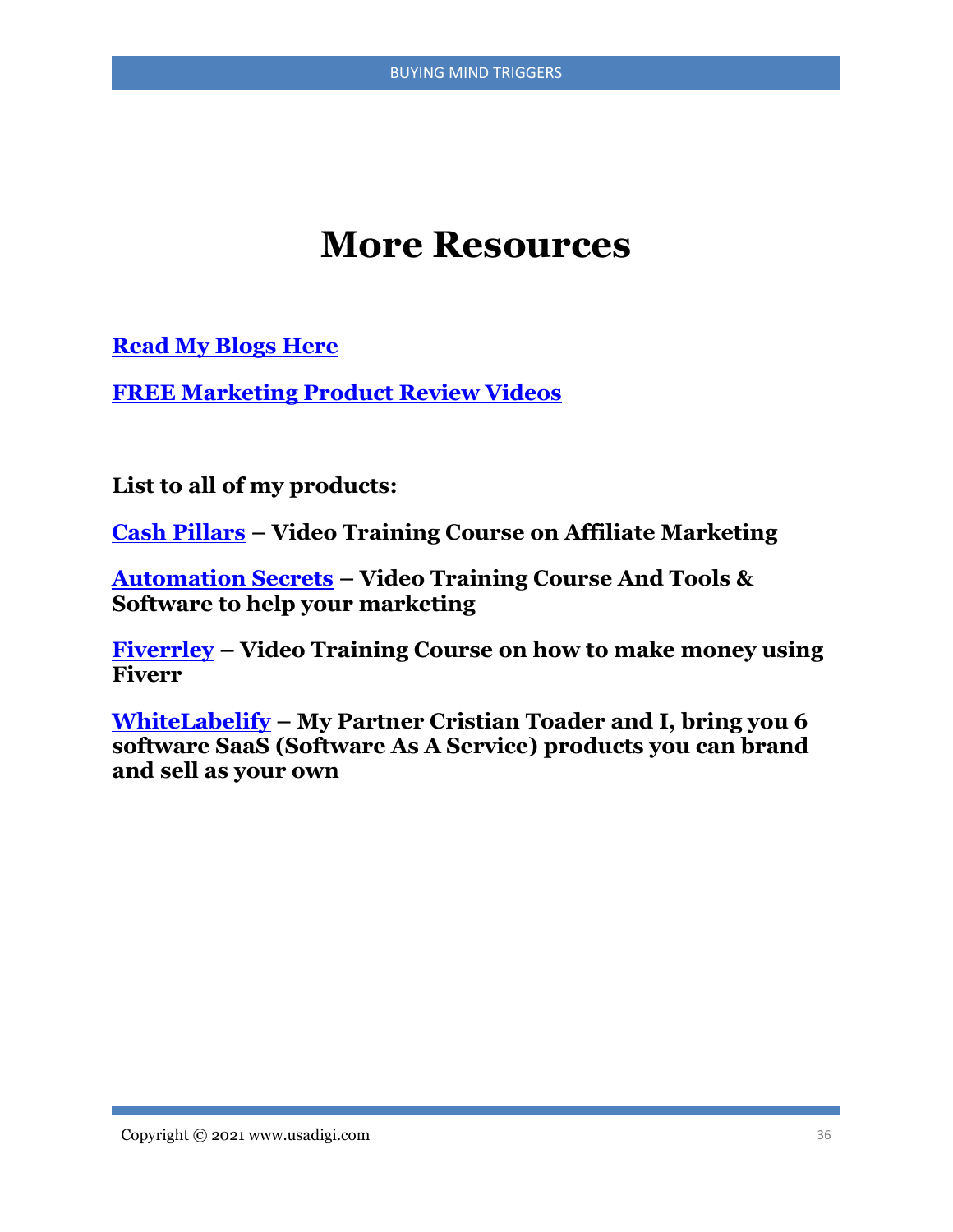# More Resources

**Read My Blogs Here**

**FREE Marketing Product Review Videos**

**List to all of my products:**

**Cash Pillars – Video Training Course on Affiliate Marketing**

**Automation Secrets – Video Training Course And Tools & Software to help your marketing**

**Fiverrley – Video Training Course on how to make money using Fiverr**

**WhiteLabelify – My Partner Cristian Toader and I, bring you 6 software SaaS (Software As A Service) products you can brand and sell as your own**